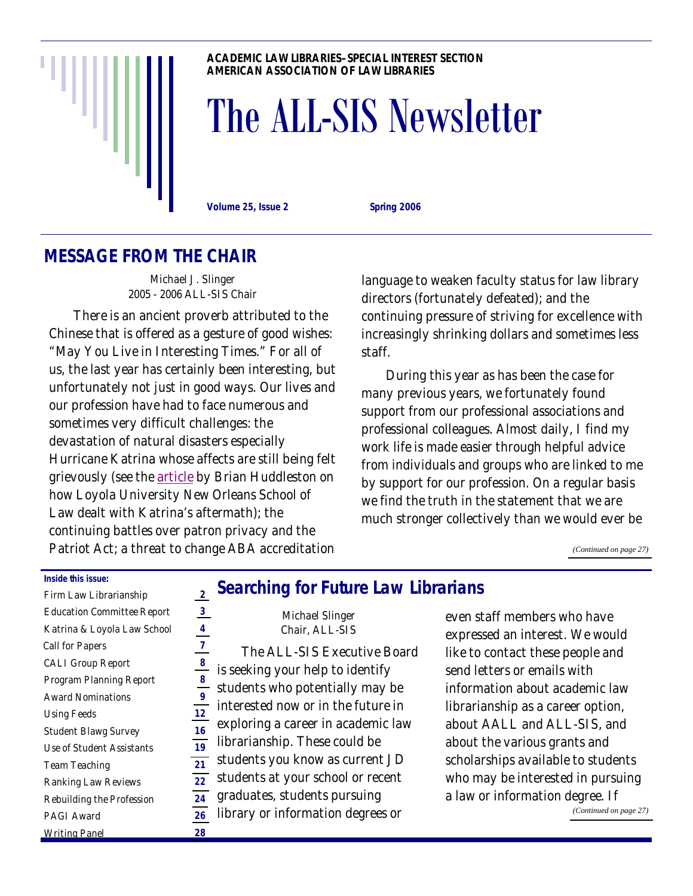**ACADEMIC LAW LIBRARIES–SPECIAL INTEREST SECTION**
**AMERICAN ASSOCIATION OF LAW LIBRARIES**

# The ALL-SIS Newsletter

**Volume 25, Issue 2** **Spring 2006**

## MESSAGE FROM THE CHAIR

Michael J. Slinger
2005 - 2006 ALL-SIS Chair

There is an ancient proverb attributed to the Chinese that is offered as a gesture of good wishes: "May You Live in Interesting Times." For all of us, the last year has certainly been interesting, but unfortunately not just in good ways. Our lives and our profession have had to face numerous and sometimes very difficult challenges: the devastation of natural disasters especially Hurricane Katrina whose affects are still being felt grievously (see the article by Brian Huddleston on how Loyola University New Orleans School of Law dealt with Katrina's aftermath); the continuing battles over patron privacy and the Patriot Act; a threat to change ABA accreditation language to weaken faculty status for law library directors (fortunately defeated); and the continuing pressure of striving for excellence with increasingly shrinking dollars and sometimes less staff.

During this year as has been the case for many previous years, we fortunately found support from our professional associations and professional colleagues. Almost daily, I find my work life is made easier through helpful advice from individuals and groups who are linked to me by support for our profession. On a regular basis we find the truth in the statement that we are much stronger collectively than we would ever be

*(Continued on page 27)*

**Inside this issue:**

| | |
|---|---|
| Firm Law Librarianship | 2 |
| Education Committee Report | 3 |
| Katrina & Loyola Law School | 4 |
| Call for Papers | 7 |
| CALI Group Report | 8 |
| Program Planning Report | 8 |
| Award Nominations | 9 |
| Using Feeds | 12 |
| Student Blawg Survey | 16 |
| Use of Student Assistants | 19 |
| Team Teaching | 21 |
| Ranking Law Reviews | 22 |
| Rebuilding the Profession | 24 |
| PAGI Award | 26 |
| Writing Panel | 28 |

## Searching for Future Law Librarians

Michael Slinger
Chair, ALL-SIS

The ALL-SIS Executive Board is seeking your help to identify students who potentially may be interested now or in the future in exploring a career in academic law librarianship. These could be students you know as current JD students at your school or recent graduates, students pursuing library or information degrees or even staff members who have expressed an interest. We would like to contact these people and send letters or emails with information about academic law librarianship as a career option, about AALL and ALL-SIS, and about the various grants and scholarships available to students who may be interested in pursuing a law or information degree. If

*(Continued on page 27)*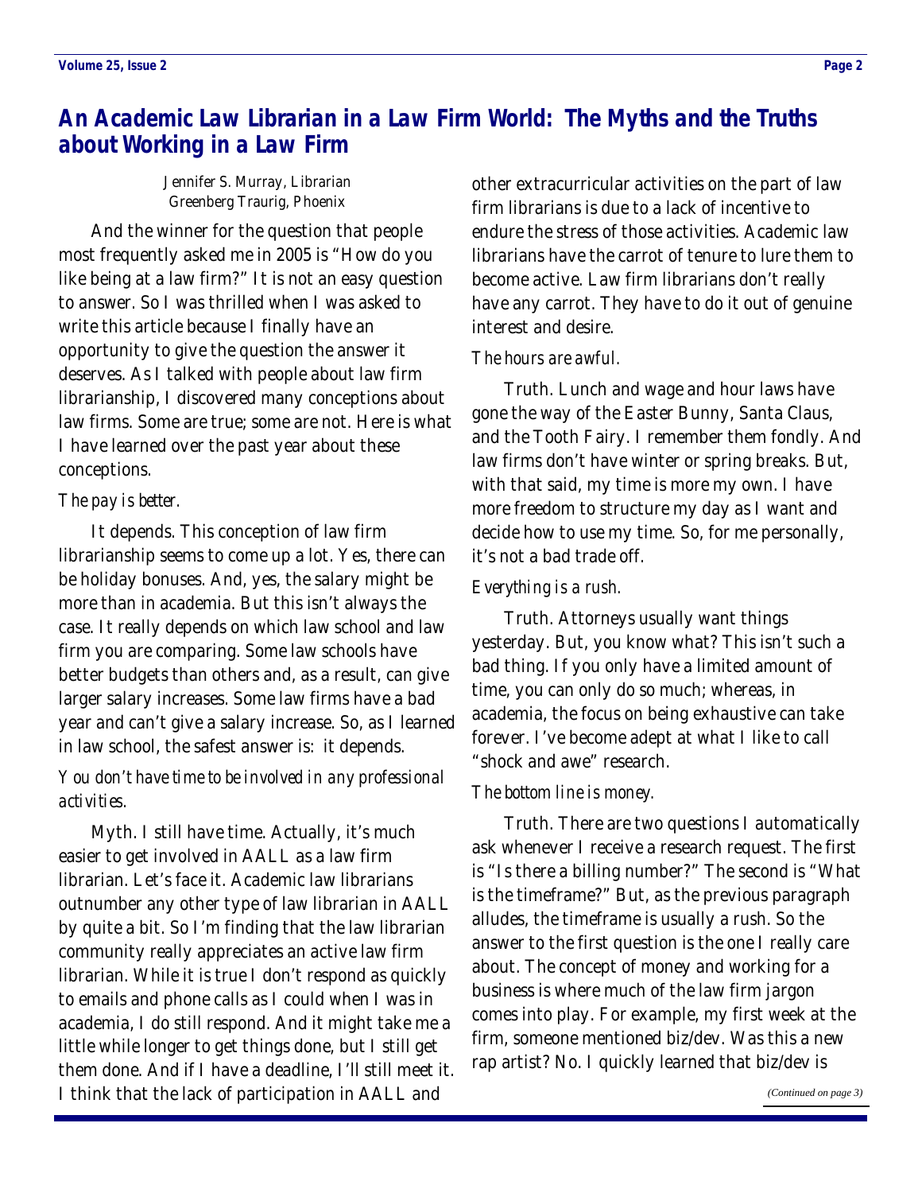## An Academic Law Librarian in a Law Firm World: The Myths and the Truths about Working in a Law Firm

*Jennifer S. Murray, Librarian*
*Greenberg Traurig, Phoenix*

And the winner for the question that people most frequently asked me in 2005 is "How do you like being at a law firm?" It is not an easy question to answer. So I was thrilled when I was asked to write this article because I finally have an opportunity to give the question the answer it deserves. As I talked with people about law firm librarianship, I discovered many conceptions about law firms. Some are true; some are not. Here is what I have learned over the past year about these conceptions.

*The pay is better.*

It depends. This conception of law firm librarianship seems to come up a lot. Yes, there can be holiday bonuses. And, yes, the salary might be more than in academia. But this isn't always the case. It really depends on which law school and law firm you are comparing. Some law schools have better budgets than others and, as a result, can give larger salary increases. Some law firms have a bad year and can't give a salary increase. So, as I learned in law school, the safest answer is: it depends.

*You don't have time to be involved in any professional activities.*

Myth. I still have time. Actually, it's much easier to get involved in AALL as a law firm librarian. Let's face it. Academic law librarians outnumber any other type of law librarian in AALL by quite a bit. So I'm finding that the law librarian community really appreciates an active law firm librarian. While it is true I don't respond as quickly to emails and phone calls as I could when I was in academia, I do still respond. And it might take me a little while longer to get things done, but I still get them done. And if I have a deadline, I'll still meet it. I think that the lack of participation in AALL and other extracurricular activities on the part of law firm librarians is due to a lack of incentive to endure the stress of those activities. Academic law librarians have the carrot of tenure to lure them to become active. Law firm librarians don't really have any carrot. They have to do it out of genuine interest and desire.

*The hours are awful.*

Truth. Lunch and wage and hour laws have gone the way of the Easter Bunny, Santa Claus, and the Tooth Fairy. I remember them fondly. And law firms don't have winter or spring breaks. But, with that said, my time is more my own. I have more freedom to structure my day as I want and decide how to use my time. So, for me personally, it's not a bad trade off.

*Everything is a rush.*

Truth. Attorneys usually want things yesterday. But, you know what? This isn't such a bad thing. If you only have a limited amount of time, you can only do so much; whereas, in academia, the focus on being exhaustive can take forever. I've become adept at what I like to call "shock and awe" research.

*The bottom line is money.*

Truth. There are two questions I automatically ask whenever I receive a research request. The first is "Is there a billing number?" The second is "What is the timeframe?" But, as the previous paragraph alludes, the timeframe is usually a rush. So the answer to the first question is the one I really care about. The concept of money and working for a business is where much of the law firm jargon comes into play. For example, my first week at the firm, someone mentioned biz/dev. Was this a new rap artist? No. I quickly learned that biz/dev is

*(Continued on page 3)*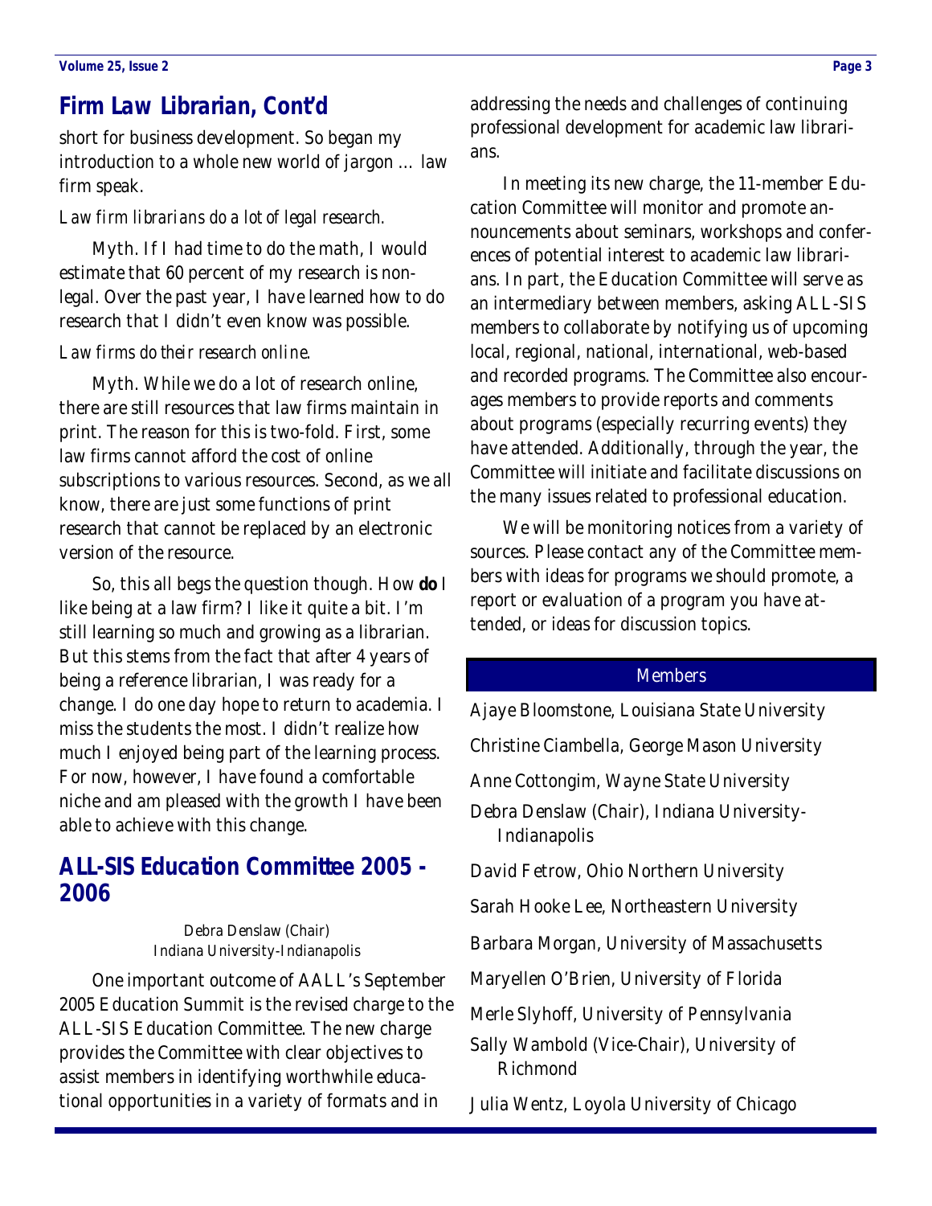## Firm Law Librarian, Cont'd

short for business development. So began my introduction to a whole new world of jargon … law firm speak.

*Law firm librarians do a lot of legal research.*

Myth. If I had time to do the math, I would estimate that 60 percent of my research is non-legal. Over the past year, I have learned how to do research that I didn't even know was possible.

*Law firms do their research online.*

Myth. While we do a lot of research online, there are still resources that law firms maintain in print. The reason for this is two-fold. First, some law firms cannot afford the cost of online subscriptions to various resources. Second, as we all know, there are just some functions of print research that cannot be replaced by an electronic version of the resource.

So, this all begs the question though. How **do** I like being at a law firm? I like it quite a bit. I'm still learning so much and growing as a librarian. But this stems from the fact that after 4 years of being a reference librarian, I was ready for a change. I do one day hope to return to academia. I miss the students the most. I didn't realize how much I enjoyed being part of the learning process. For now, however, I have found a comfortable niche and am pleased with the growth I have been able to achieve with this change.

## ALL-SIS Education Committee 2005 - 2006

Debra Denslaw (Chair)
Indiana University-Indianapolis

One important outcome of AALL's September 2005 Education Summit is the revised charge to the ALL-SIS Education Committee. The new charge provides the Committee with clear objectives to assist members in identifying worthwhile educational opportunities in a variety of formats and in addressing the needs and challenges of continuing professional development for academic law librarians.

In meeting its new charge, the 11-member Education Committee will monitor and promote announcements about seminars, workshops and conferences of potential interest to academic law librarians. In part, the Education Committee will serve as an intermediary between members, asking ALL-SIS members to collaborate by notifying us of upcoming local, regional, national, international, web-based and recorded programs. The Committee also encourages members to provide reports and comments about programs (especially recurring events) they have attended. Additionally, through the year, the Committee will initiate and facilitate discussions on the many issues related to professional education.

We will be monitoring notices from a variety of sources. Please contact any of the Committee members with ideas for programs we should promote, a report or evaluation of a program you have attended, or ideas for discussion topics.

### Members

Ajaye Bloomstone, Louisiana State University

Christine Ciambella, George Mason University

Anne Cottongim, Wayne State University

Debra Denslaw (Chair), Indiana University-Indianapolis

David Fetrow, Ohio Northern University

Sarah Hooke Lee, Northeastern University

Barbara Morgan, University of Massachusetts

Maryellen O'Brien, University of Florida

Merle Slyhoff, University of Pennsylvania

Sally Wambold (Vice-Chair), University of Richmond

Julia Wentz, Loyola University of Chicago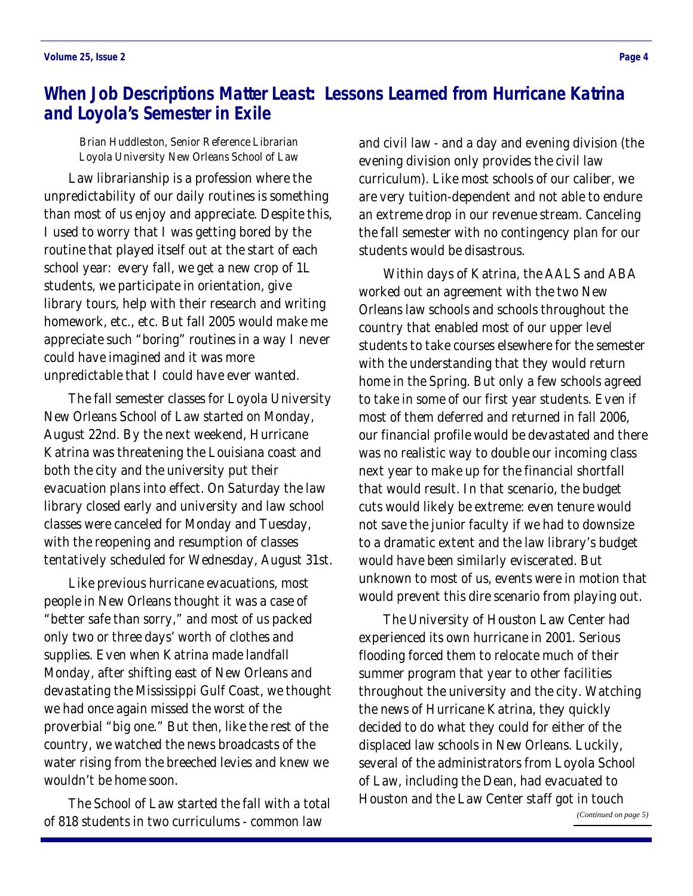## *When Job Descriptions Matter Least: Lessons Learned from Hurricane Katrina and Loyola's Semester in Exile*

Brian Huddleston, Senior Reference Librarian
Loyola University New Orleans School of Law

Law librarianship is a profession where the unpredictability of our daily routines is something than most of us enjoy and appreciate. Despite this, I used to worry that I was getting bored by the routine that played itself out at the start of each school year: every fall, we get a new crop of 1L students, we participate in orientation, give library tours, help with their research and writing homework, etc., etc. But fall 2005 would make me appreciate such "boring" routines in a way I never could have imagined and it was more unpredictable that I could have ever wanted.

The fall semester classes for Loyola University New Orleans School of Law started on Monday, August 22nd. By the next weekend, Hurricane Katrina was threatening the Louisiana coast and both the city and the university put their evacuation plans into effect. On Saturday the law library closed early and university and law school classes were canceled for Monday and Tuesday, with the reopening and resumption of classes tentatively scheduled for Wednesday, August 31st.

Like previous hurricane evacuations, most people in New Orleans thought it was a case of "better safe than sorry," and most of us packed only two or three days' worth of clothes and supplies. Even when Katrina made landfall Monday, after shifting east of New Orleans and devastating the Mississippi Gulf Coast, we thought we had once again missed the worst of the proverbial "big one." But then, like the rest of the country, we watched the news broadcasts of the water rising from the breeched levies and knew we wouldn't be home soon.

The School of Law started the fall with a total of 818 students in two curriculums - common law and civil law - and a day and evening division (the evening division only provides the civil law curriculum). Like most schools of our caliber, we are very tuition-dependent and not able to endure an extreme drop in our revenue stream. Canceling the fall semester with no contingency plan for our students would be disastrous.

Within days of Katrina, the AALS and ABA worked out an agreement with the two New Orleans law schools and schools throughout the country that enabled most of our upper level students to take courses elsewhere for the semester with the understanding that they would return home in the Spring. But only a few schools agreed to take in some of our first year students. Even if most of them deferred and returned in fall 2006, our financial profile would be devastated and there was no realistic way to double our incoming class next year to make up for the financial shortfall that would result. In that scenario, the budget cuts would likely be extreme: even tenure would not save the junior faculty if we had to downsize to a dramatic extent and the law library's budget would have been similarly eviscerated. But unknown to most of us, events were in motion that would prevent this dire scenario from playing out.

The University of Houston Law Center had experienced its own hurricane in 2001. Serious flooding forced them to relocate much of their summer program that year to other facilities throughout the university and the city. Watching the news of Hurricane Katrina, they quickly decided to do what they could for either of the displaced law schools in New Orleans. Luckily, several of the administrators from Loyola School of Law, including the Dean, had evacuated to Houston and the Law Center staff got in touch

*(Continued on page 5)*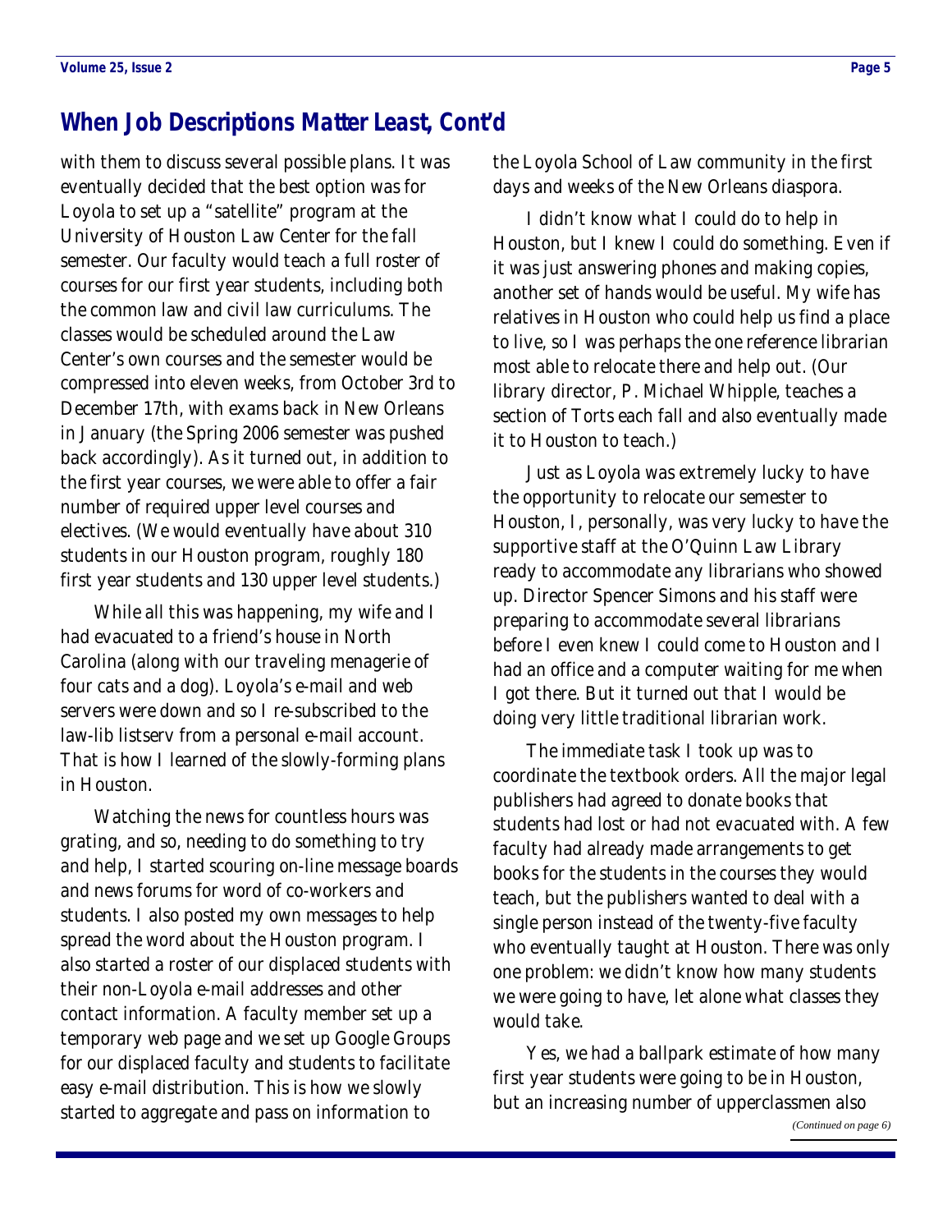## When Job Descriptions Matter Least, Cont'd

with them to discuss several possible plans. It was eventually decided that the best option was for Loyola to set up a "satellite" program at the University of Houston Law Center for the fall semester. Our faculty would teach a full roster of courses for our first year students, including both the common law and civil law curriculums. The classes would be scheduled around the Law Center's own courses and the semester would be compressed into eleven weeks, from October 3rd to December 17th, with exams back in New Orleans in January (the Spring 2006 semester was pushed back accordingly). As it turned out, in addition to the first year courses, we were able to offer a fair number of required upper level courses and electives. (We would eventually have about 310 students in our Houston program, roughly 180 first year students and 130 upper level students.)

While all this was happening, my wife and I had evacuated to a friend's house in North Carolina (along with our traveling menagerie of four cats and a dog). Loyola's e-mail and web servers were down and so I re-subscribed to the law-lib listserv from a personal e-mail account. That is how I learned of the slowly-forming plans in Houston.

Watching the news for countless hours was grating, and so, needing to do something to try and help, I started scouring on-line message boards and news forums for word of co-workers and students. I also posted my own messages to help spread the word about the Houston program. I also started a roster of our displaced students with their non-Loyola e-mail addresses and other contact information. A faculty member set up a temporary web page and we set up Google Groups for our displaced faculty and students to facilitate easy e-mail distribution. This is how we slowly started to aggregate and pass on information to the Loyola School of Law community in the first days and weeks of the New Orleans diaspora.

I didn't know what I could do to help in Houston, but I knew I could do something. Even if it was just answering phones and making copies, another set of hands would be useful. My wife has relatives in Houston who could help us find a place to live, so I was perhaps the one reference librarian most able to relocate there and help out. (Our library director, P. Michael Whipple, teaches a section of Torts each fall and also eventually made it to Houston to teach.)

Just as Loyola was extremely lucky to have the opportunity to relocate our semester to Houston, I, personally, was very lucky to have the supportive staff at the O'Quinn Law Library ready to accommodate any librarians who showed up. Director Spencer Simons and his staff were preparing to accommodate several librarians before I even knew I could come to Houston and I had an office and a computer waiting for me when I got there. But it turned out that I would be doing very little traditional librarian work.

The immediate task I took up was to coordinate the textbook orders. All the major legal publishers had agreed to donate books that students had lost or had not evacuated with. A few faculty had already made arrangements to get books for the students in the courses they would teach, but the publishers wanted to deal with a single person instead of the twenty-five faculty who eventually taught at Houston. There was only one problem: we didn't know how many students we were going to have, let alone what classes they would take.

Yes, we had a ballpark estimate of how many first year students were going to be in Houston, but an increasing number of upperclassmen also

*(Continued on page 6)*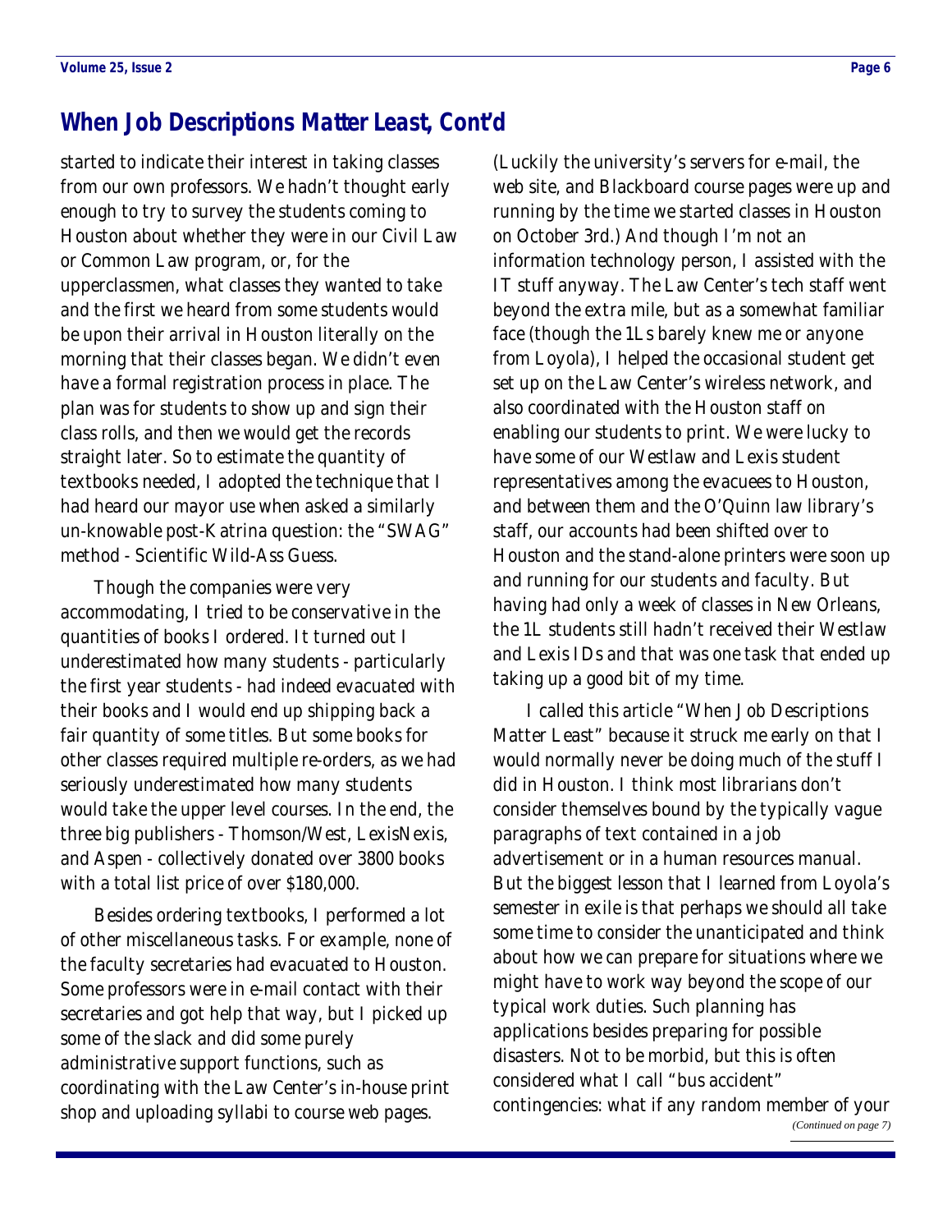## When Job Descriptions Matter Least, Cont'd

started to indicate their interest in taking classes from our own professors. We hadn't thought early enough to try to survey the students coming to Houston about whether they were in our Civil Law or Common Law program, or, for the upperclassmen, what classes they wanted to take and the first we heard from some students would be upon their arrival in Houston literally on the morning that their classes began. We didn't even have a formal registration process in place. The plan was for students to show up and sign their class rolls, and then we would get the records straight later. So to estimate the quantity of textbooks needed, I adopted the technique that I had heard our mayor use when asked a similarly un-knowable post-Katrina question: the "SWAG" method - Scientific Wild-Ass Guess.

Though the companies were very accommodating, I tried to be conservative in the quantities of books I ordered. It turned out I underestimated how many students - particularly the first year students - had indeed evacuated with their books and I would end up shipping back a fair quantity of some titles. But some books for other classes required multiple re-orders, as we had seriously underestimated how many students would take the upper level courses. In the end, the three big publishers - Thomson/West, LexisNexis, and Aspen - collectively donated over 3800 books with a total list price of over $180,000.

Besides ordering textbooks, I performed a lot of other miscellaneous tasks. For example, none of the faculty secretaries had evacuated to Houston. Some professors were in e-mail contact with their secretaries and got help that way, but I picked up some of the slack and did some purely administrative support functions, such as coordinating with the Law Center's in-house print shop and uploading syllabi to course web pages. (Luckily the university's servers for e-mail, the web site, and Blackboard course pages were up and running by the time we started classes in Houston on October 3rd.) And though I'm not an information technology person, I assisted with the IT stuff anyway. The Law Center's tech staff went beyond the extra mile, but as a somewhat familiar face (though the 1Ls barely knew me or anyone from Loyola), I helped the occasional student get set up on the Law Center's wireless network, and also coordinated with the Houston staff on enabling our students to print. We were lucky to have some of our Westlaw and Lexis student representatives among the evacuees to Houston, and between them and the O'Quinn law library's staff, our accounts had been shifted over to Houston and the stand-alone printers were soon up and running for our students and faculty. But having had only a week of classes in New Orleans, the 1L students still hadn't received their Westlaw and Lexis IDs and that was one task that ended up taking up a good bit of my time.

I called this article "When Job Descriptions Matter Least" because it struck me early on that I would normally never be doing much of the stuff I did in Houston. I think most librarians don't consider themselves bound by the typically vague paragraphs of text contained in a job advertisement or in a human resources manual. But the biggest lesson that I learned from Loyola's semester in exile is that perhaps we should all take some time to consider the unanticipated and think about how we can prepare for situations where we might have to work way beyond the scope of our typical work duties. Such planning has applications besides preparing for possible disasters. Not to be morbid, but this is often considered what I call "bus accident" contingencies: what if any random member of your

*(Continued on page 7)*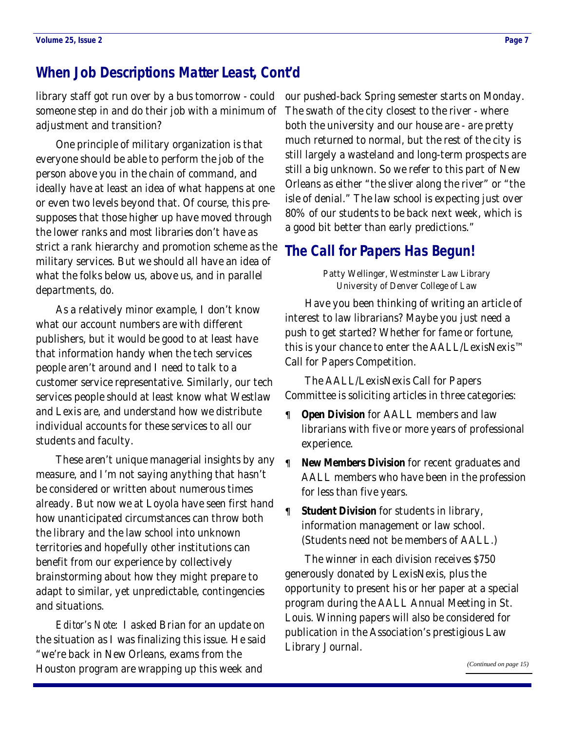## When Job Descriptions Matter Least, Cont'd

library staff got run over by a bus tomorrow - could someone step in and do their job with a minimum of adjustment and transition?

One principle of military organization is that everyone should be able to perform the job of the person above you in the chain of command, and ideally have at least an idea of what happens at one or even two levels beyond that. Of course, this presupposes that those higher up have moved through the lower ranks and most libraries don't have as strict a rank hierarchy and promotion scheme as the military services. But we should all have an idea of what the folks below us, above us, and in parallel departments, do.

As a relatively minor example, I don't know what our account numbers are with different publishers, but it would be good to at least have that information handy when the tech services people aren't around and I need to talk to a customer service representative. Similarly, our tech services people should at least know what Westlaw and Lexis are, and understand how we distribute individual accounts for these services to all our students and faculty.

These aren't unique managerial insights by any measure, and I'm not saying anything that hasn't be considered or written about numerous times already. But now we at Loyola have seen first hand how unanticipated circumstances can throw both the library and the law school into unknown territories and hopefully other institutions can benefit from our experience by collectively brainstorming about how they might prepare to adapt to similar, yet unpredictable, contingencies and situations.

*Editor's Note*: I asked Brian for an update on the situation as I was finalizing this issue. He said "we're back in New Orleans, exams from the Houston program are wrapping up this week and our pushed-back Spring semester starts on Monday. The swath of the city closest to the river - where both the university and our house are - are pretty much returned to normal, but the rest of the city is still largely a wasteland and long-term prospects are still a big unknown. So we refer to this part of New Orleans as either "the sliver along the river" or "the isle of denial." The law school is expecting just over 80% of our students to be back next week, which is a good bit better than early predictions."

## The Call for Papers Has Begun!

Patty Wellinger, Westminster Law Library
University of Denver College of Law

Have you been thinking of writing an article of interest to law librarians? Maybe you just need a push to get started? Whether for fame or fortune, this is your chance to enter the AALL/LexisNexis™ Call for Papers Competition.

The AALL/LexisNexis Call for Papers Committee is soliciting articles in three categories:

- **Open Division** for AALL members and law librarians with five or more years of professional experience.
- **New Members Division** for recent graduates and AALL members who have been in the profession for less than five years.
- **Student Division** for students in library, information management or law school. (Students need not be members of AALL.)

The winner in each division receives $750 generously donated by LexisNexis, plus the opportunity to present his or her paper at a special program during the AALL Annual Meeting in St. Louis. Winning papers will also be considered for publication in the Association's prestigious Law Library Journal.

*(Continued on page 15)*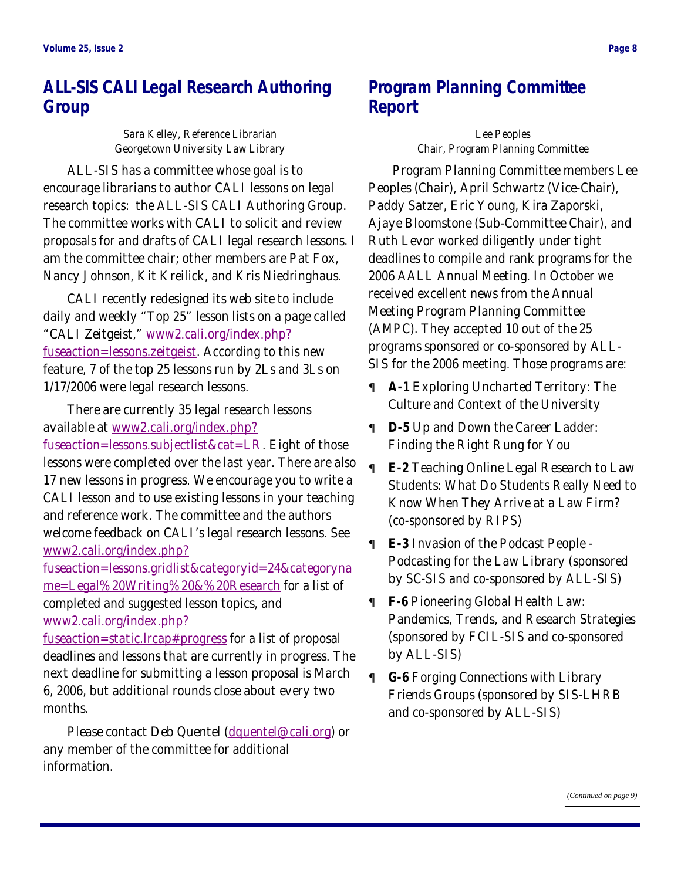## ALL-SIS CALI Legal Research Authoring Group

Sara Kelley, Reference Librarian
Georgetown University Law Library

ALL-SIS has a committee whose goal is to encourage librarians to author CALI lessons on legal research topics: the ALL-SIS CALI Authoring Group. The committee works with CALI to solicit and review proposals for and drafts of CALI legal research lessons. I am the committee chair; other members are Pat Fox, Nancy Johnson, Kit Kreilick, and Kris Niedringhaus.

CALI recently redesigned its web site to include daily and weekly "Top 25" lesson lists on a page called "CALI Zeitgeist," www2.cali.org/index.php?fuseaction=lessons.zeitgeist. According to this new feature, 7 of the top 25 lessons run by 2Ls and 3Ls on 1/17/2006 were legal research lessons.

There are currently 35 legal research lessons available at www2.cali.org/index.php?fuseaction=lessons.subjectlist&cat=LR. Eight of those lessons were completed over the last year. There are also 17 new lessons in progress. We encourage you to write a CALI lesson and to use existing lessons in your teaching and reference work. The committee and the authors welcome feedback on CALI's legal research lessons. See www2.cali.org/index.php?fuseaction=lessons.gridlist&categoryid=24&categoryname=Legal%20Writing%20&%20Research for a list of completed and suggested lesson topics, and www2.cali.org/index.php?fuseaction=static.lrcap#progress for a list of proposal deadlines and lessons that are currently in progress. The next deadline for submitting a lesson proposal is March 6, 2006, but additional rounds close about every two months.

Please contact Deb Quentel (dquentel@cali.org) or any member of the committee for additional information.

## Program Planning Committee Report

Lee Peoples
Chair, Program Planning Committee

Program Planning Committee members Lee Peoples (Chair), April Schwartz (Vice-Chair), Paddy Satzer, Eric Young, Kira Zaporski, Ajaye Bloomstone (Sub-Committee Chair), and Ruth Levor worked diligently under tight deadlines to compile and rank programs for the 2006 AALL Annual Meeting. In October we received excellent news from the Annual Meeting Program Planning Committee (AMPC). They accepted 10 out of the 25 programs sponsored or co-sponsored by ALL-SIS for the 2006 meeting. Those programs are:

- **A-1** Exploring Uncharted Territory: The Culture and Context of the University
- **D-5** Up and Down the Career Ladder: Finding the Right Rung for You
- **E-2** Teaching Online Legal Research to Law Students: What Do Students Really Need to Know When They Arrive at a Law Firm? (co-sponsored by RIPS)
- **E-3** Invasion of the Podcast People - Podcasting for the Law Library (sponsored by SC-SIS and co-sponsored by ALL-SIS)
- **F-6** Pioneering Global Health Law: Pandemics, Trends, and Research Strategies (sponsored by FCIL-SIS and co-sponsored by ALL-SIS)
- **G-6** Forging Connections with Library Friends Groups (sponsored by SIS-LHRB and co-sponsored by ALL-SIS)

*(Continued on page 9)*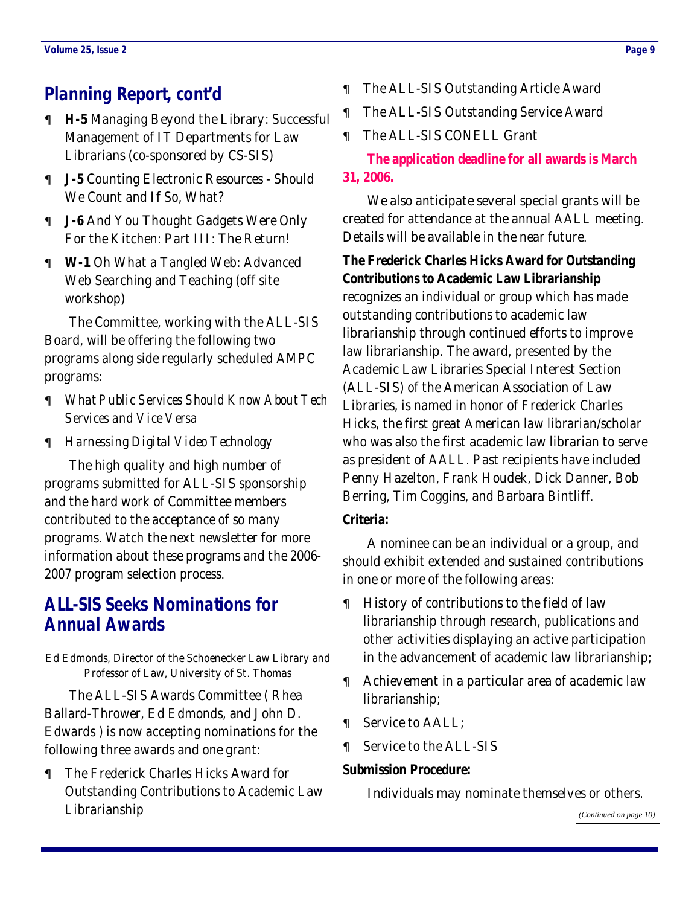## Planning Report, cont'd

- **H-5** Managing Beyond the Library: Successful Management of IT Departments for Law Librarians (co-sponsored by CS-SIS)
- **J-5** Counting Electronic Resources - Should We Count and If So, What?
- **J-6** And You Thought Gadgets Were Only For the Kitchen: Part III: The Return!
- **W-1** Oh What a Tangled Web: Advanced Web Searching and Teaching (off site workshop)

The Committee, working with the ALL-SIS Board, will be offering the following two programs along side regularly scheduled AMPC programs:

- *What Public Services Should Know About Tech Services and Vice Versa*
- *Harnessing Digital Video Technology*

The high quality and high number of programs submitted for ALL-SIS sponsorship and the hard work of Committee members contributed to the acceptance of so many programs. Watch the next newsletter for more information about these programs and the 2006-2007 program selection process.

## ALL-SIS Seeks Nominations for Annual Awards

Ed Edmonds, Director of the Schoenecker Law Library and Professor of Law, University of St. Thomas

The ALL-SIS Awards Committee ( Rhea Ballard-Thrower, Ed Edmonds, and John D. Edwards ) is now accepting nominations for the following three awards and one grant:

- The Frederick Charles Hicks Award for Outstanding Contributions to Academic Law Librarianship
- The ALL-SIS Outstanding Article Award
- The ALL-SIS Outstanding Service Award
- The ALL-SIS CONELL Grant

**The application deadline for all awards is March 31, 2006.**

We also anticipate several special grants will be created for attendance at the annual AALL meeting. Details will be available in the near future.

**The Frederick Charles Hicks Award for Outstanding Contributions to Academic Law Librarianship** recognizes an individual or group which has made outstanding contributions to academic law librarianship through continued efforts to improve law librarianship. The award, presented by the Academic Law Libraries Special Interest Section (ALL-SIS) of the American Association of Law Libraries, is named in honor of Frederick Charles Hicks, the first great American law librarian/scholar who was also the first academic law librarian to serve as president of AALL. Past recipients have included Penny Hazelton, Frank Houdek, Dick Danner, Bob Berring, Tim Coggins, and Barbara Bintliff.

**Criteria:**

A nominee can be an individual or a group, and should exhibit extended and sustained contributions in one or more of the following areas:

- History of contributions to the field of law librarianship through research, publications and other activities displaying an active participation in the advancement of academic law librarianship;
- Achievement in a particular area of academic law librarianship;
- Service to AALL;
- Service to the ALL-SIS

**Submission Procedure:**

Individuals may nominate themselves or others.

*(Continued on page 10)*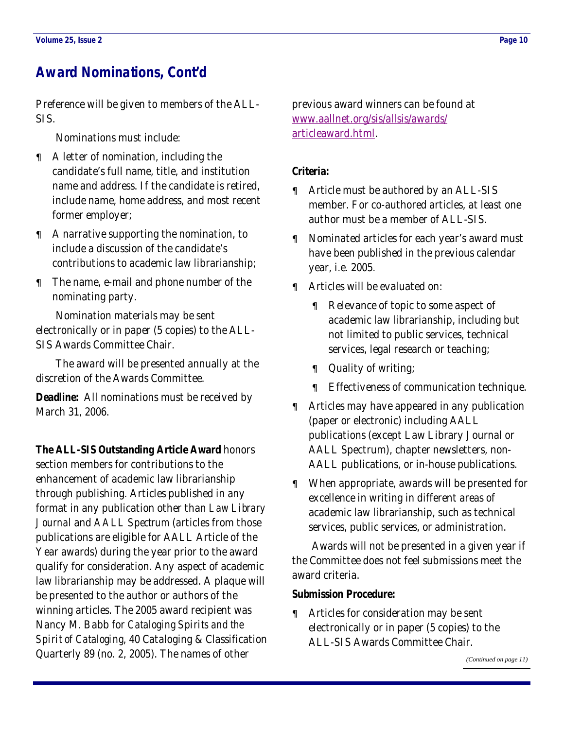## Award Nominations, Cont'd

Preference will be given to members of the ALL-SIS.

Nominations must include:

- A letter of nomination, including the candidate's full name, title, and institution name and address. If the candidate is retired, include name, home address, and most recent former employer;
- A narrative supporting the nomination, to include a discussion of the candidate's contributions to academic law librarianship;
- The name, e-mail and phone number of the nominating party.

Nomination materials may be sent electronically or in paper (5 copies) to the ALL-SIS Awards Committee Chair.

The award will be presented annually at the discretion of the Awards Committee.

**Deadline:** All nominations must be received by March 31, 2006.

**The ALL-SIS Outstanding Article Award** honors section members for contributions to the enhancement of academic law librarianship through publishing. Articles published in any format in any publication other than *Law Library Journal* and *AALL Spectrum* (articles from those publications are eligible for AALL Article of the Year awards) during the year prior to the award qualify for consideration. Any aspect of academic law librarianship may be addressed. A plaque will be presented to the author or authors of the winning articles. The 2005 award recipient was Nancy M. Babb for *Cataloging Spirits and the Spirit of Cataloging*, 40 Cataloging & Classification Quarterly 89 (no. 2, 2005). The names of other previous award winners can be found at [www.aallnet.org/sis/allsis/awards/articleaward.html](www.aallnet.org/sis/allsis/awards/articleaward.html).

**Criteria:**

- Article must be authored by an ALL-SIS member. For co-authored articles, at least one author must be a member of ALL-SIS.
- Nominated articles for each year's award must have been published in the previous calendar year, i.e. 2005.
- Articles will be evaluated on:
  - Relevance of topic to some aspect of academic law librarianship, including but not limited to public services, technical services, legal research or teaching;
  - Quality of writing;
  - Effectiveness of communication technique.
- Articles may have appeared in any publication (paper or electronic) including AALL publications (except Law Library Journal or AALL Spectrum), chapter newsletters, non-AALL publications, or in-house publications.
- When appropriate, awards will be presented for excellence in writing in different areas of academic law librarianship, such as technical services, public services, or administration.

Awards will not be presented in a given year if the Committee does not feel submissions meet the award criteria.

**Submission Procedure:**

- Articles for consideration may be sent electronically or in paper (5 copies) to the ALL-SIS Awards Committee Chair.

*(Continued on page 11)*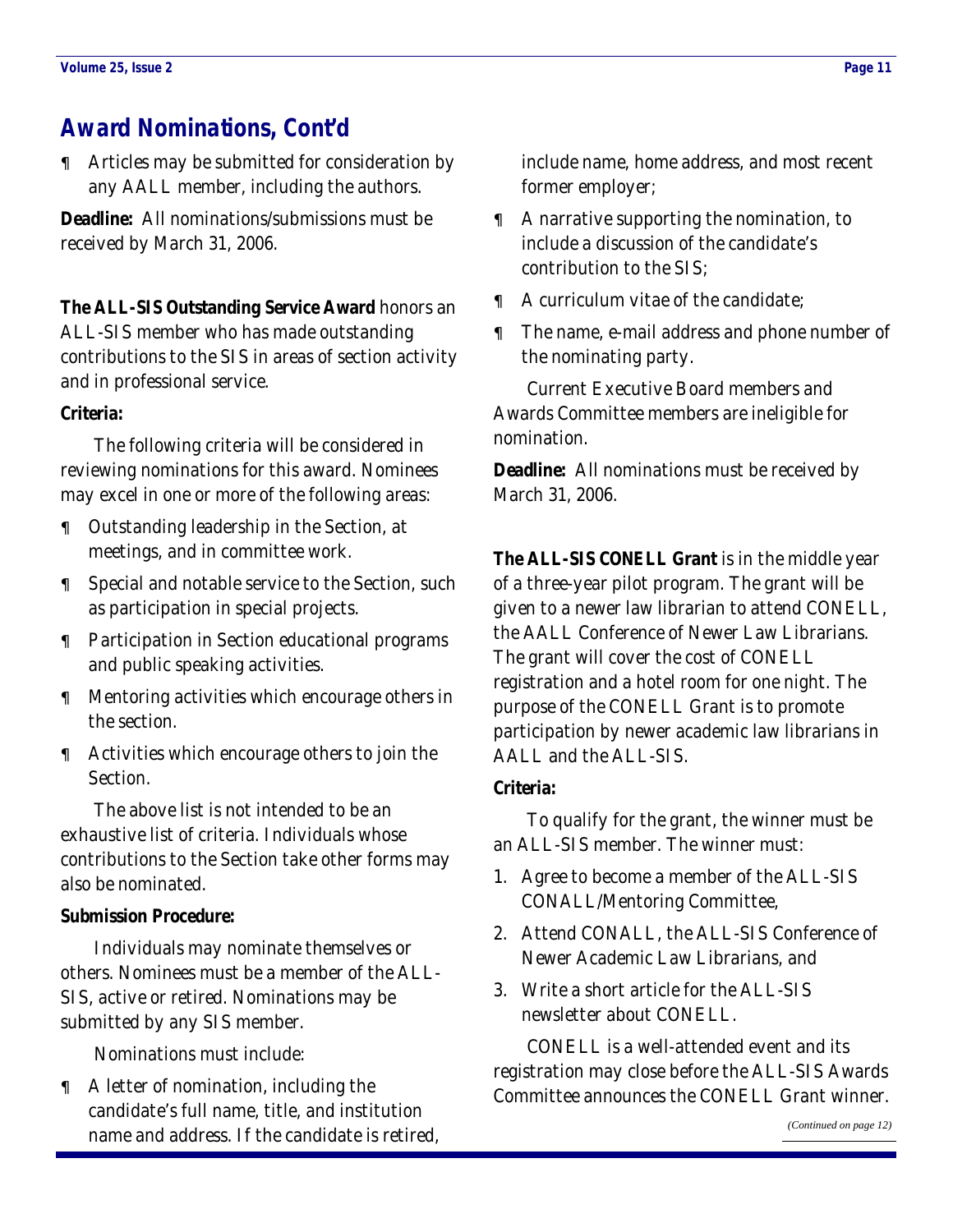## Award Nominations, Cont'd

- Articles may be submitted for consideration by any AALL member, including the authors.

**Deadline:** All nominations/submissions must be received by March 31, 2006.

**The ALL-SIS Outstanding Service Award** honors an ALL-SIS member who has made outstanding contributions to the SIS in areas of section activity and in professional service.

**Criteria:**

The following criteria will be considered in reviewing nominations for this award. Nominees may excel in one or more of the following areas:

- Outstanding leadership in the Section, at meetings, and in committee work.
- Special and notable service to the Section, such as participation in special projects.
- Participation in Section educational programs and public speaking activities.
- Mentoring activities which encourage others in the section.
- Activities which encourage others to join the Section.

The above list is not intended to be an exhaustive list of criteria. Individuals whose contributions to the Section take other forms may also be nominated.

**Submission Procedure:**

Individuals may nominate themselves or others. Nominees must be a member of the ALL-SIS, active or retired. Nominations may be submitted by any SIS member.

Nominations must include:

- A letter of nomination, including the candidate's full name, title, and institution name and address. If the candidate is retired, include name, home address, and most recent former employer;
- A narrative supporting the nomination, to include a discussion of the candidate's contribution to the SIS;
- A curriculum vitae of the candidate;
- The name, e-mail address and phone number of the nominating party.

Current Executive Board members and Awards Committee members are ineligible for nomination.

**Deadline:** All nominations must be received by March 31, 2006.

**The ALL-SIS CONELL Grant** is in the middle year of a three-year pilot program. The grant will be given to a newer law librarian to attend CONELL, the AALL Conference of Newer Law Librarians. The grant will cover the cost of CONELL registration and a hotel room for one night. The purpose of the CONELL Grant is to promote participation by newer academic law librarians in AALL and the ALL-SIS.

**Criteria:**

To qualify for the grant, the winner must be an ALL-SIS member. The winner must:

1. Agree to become a member of the ALL-SIS CONALL/Mentoring Committee,
2. Attend CONALL, the ALL-SIS Conference of Newer Academic Law Librarians, and
3. Write a short article for the ALL-SIS newsletter about CONELL.

CONELL is a well-attended event and its registration may close before the ALL-SIS Awards Committee announces the CONELL Grant winner.

*(Continued on page 12)*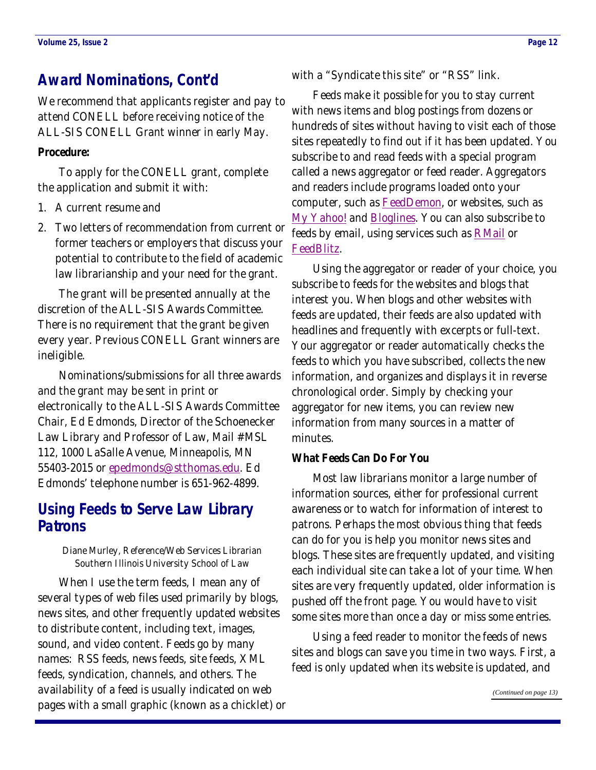## Award Nominations, Cont'd

We recommend that applicants register and pay to attend CONELL before receiving notice of the ALL-SIS CONELL Grant winner in early May.

**Procedure:**

To apply for the CONELL grant, complete the application and submit it with:

1. A current resume and
2. Two letters of recommendation from current or former teachers or employers that discuss your potential to contribute to the field of academic law librarianship and your need for the grant.

The grant will be presented annually at the discretion of the ALL-SIS Awards Committee. There is no requirement that the grant be given every year. Previous CONELL Grant winners are ineligible.

Nominations/submissions for all three awards and the grant may be sent in print or electronically to the ALL-SIS Awards Committee Chair, Ed Edmonds, Director of the Schoenecker Law Library and Professor of Law, Mail #MSL 112, 1000 LaSalle Avenue, Minneapolis, MN 55403-2015 or epedmonds@stthomas.edu. Ed Edmonds' telephone number is 651-962-4899.

## Using Feeds to Serve Law Library Patrons

Diane Murley, Reference/Web Services Librarian
Southern Illinois University School of Law

When I use the term feeds, I mean any of several types of web files used primarily by blogs, news sites, and other frequently updated websites to distribute content, including text, images, sound, and video content. Feeds go by many names: RSS feeds, news feeds, site feeds, XML feeds, syndication, channels, and others. The availability of a feed is usually indicated on web pages with a small graphic (known as a chicklet) or with a "Syndicate this site" or "RSS" link.

Feeds make it possible for you to stay current with news items and blog postings from dozens or hundreds of sites without having to visit each of those sites repeatedly to find out if it has been updated. You subscribe to and read feeds with a special program called a news aggregator or feed reader. Aggregators and readers include programs loaded onto your computer, such as FeedDemon, or websites, such as My Yahoo! and Bloglines. You can also subscribe to feeds by email, using services such as RMail or FeedBlitz.

Using the aggregator or reader of your choice, you subscribe to feeds for the websites and blogs that interest you. When blogs and other websites with feeds are updated, their feeds are also updated with headlines and frequently with excerpts or full-text. Your aggregator or reader automatically checks the feeds to which you have subscribed, collects the new information, and organizes and displays it in reverse chronological order. Simply by checking your aggregator for new items, you can review new information from many sources in a matter of minutes.

**What Feeds Can Do For You**

Most law librarians monitor a large number of information sources, either for professional current awareness or to watch for information of interest to patrons. Perhaps the most obvious thing that feeds can do for you is help you monitor news sites and blogs. These sites are frequently updated, and visiting each individual site can take a lot of your time. When sites are very frequently updated, older information is pushed off the front page. You would have to visit some sites more than once a day or miss some entries.

Using a feed reader to monitor the feeds of news sites and blogs can save you time in two ways. First, a feed is only updated when its website is updated, and

*(Continued on page 13)*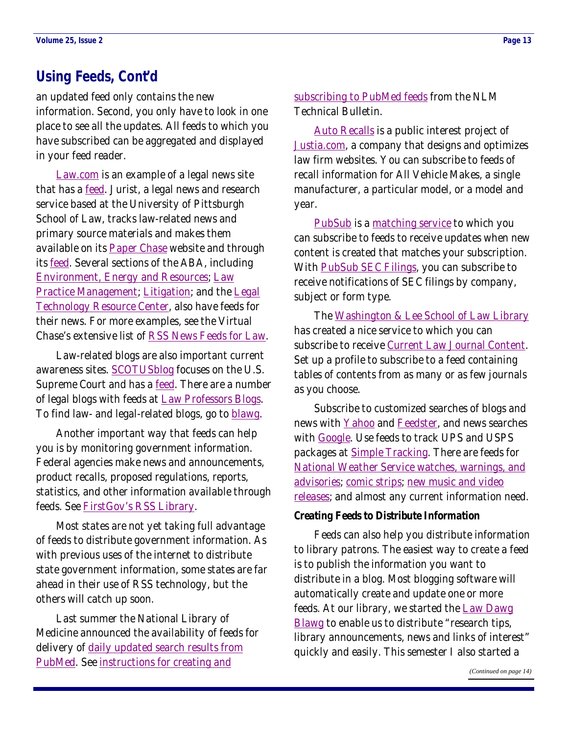## Using Feeds, Cont'd

an updated feed only contains the new information. Second, you only have to look in one place to see all the updates. All feeds to which you have subscribed can be aggregated and displayed in your feed reader.

Law.com is an example of a legal news site that has a feed. Jurist, a legal news and research service based at the University of Pittsburgh School of Law, tracks law-related news and primary source materials and makes them available on its Paper Chase website and through its feed. Several sections of the ABA, including Environment, Energy and Resources; Law Practice Management; Litigation; and the Legal Technology Resource Center, also have feeds for their news. For more examples, see the Virtual Chase's extensive list of RSS News Feeds for Law.

Law-related blogs are also important current awareness sites. SCOTUSblog focuses on the U.S. Supreme Court and has a feed. There are a number of legal blogs with feeds at Law Professors Blogs. To find law- and legal-related blogs, go to blawg.

Another important way that feeds can help you is by monitoring government information. Federal agencies make news and announcements, product recalls, proposed regulations, reports, statistics, and other information available through feeds. See FirstGov's RSS Library.

Most states are not yet taking full advantage of feeds to distribute government information. As with previous uses of the internet to distribute state government information, some states are far ahead in their use of RSS technology, but the others will catch up soon.

Last summer the National Library of Medicine announced the availability of feeds for delivery of daily updated search results from PubMed. See instructions for creating and subscribing to PubMed feeds from the NLM Technical Bulletin.

Auto Recalls is a public interest project of Justia.com, a company that designs and optimizes law firm websites. You can subscribe to feeds of recall information for All Vehicle Makes, a single manufacturer, a particular model, or a model and year.

PubSub is a matching service to which you can subscribe to feeds to receive updates when new content is created that matches your subscription. With PubSub SEC Filings, you can subscribe to receive notifications of SEC filings by company, subject or form type.

The Washington & Lee School of Law Library has created a nice service to which you can subscribe to receive Current Law Journal Content. Set up a profile to subscribe to a feed containing tables of contents from as many or as few journals as you choose.

Subscribe to customized searches of blogs and news with Yahoo and Feedster, and news searches with Google. Use feeds to track UPS and USPS packages at Simple Tracking. There are feeds for National Weather Service watches, warnings, and advisories; comic strips; new music and video releases; and almost any current information need.

**Creating Feeds to Distribute Information**

Feeds can also help you distribute information to library patrons. The easiest way to create a feed is to publish the information you want to distribute in a blog. Most blogging software will automatically create and update one or more feeds. At our library, we started the Law Dawg Blawg to enable us to distribute "research tips, library announcements, news and links of interest" quickly and easily. This semester I also started a

*(Continued on page 14)*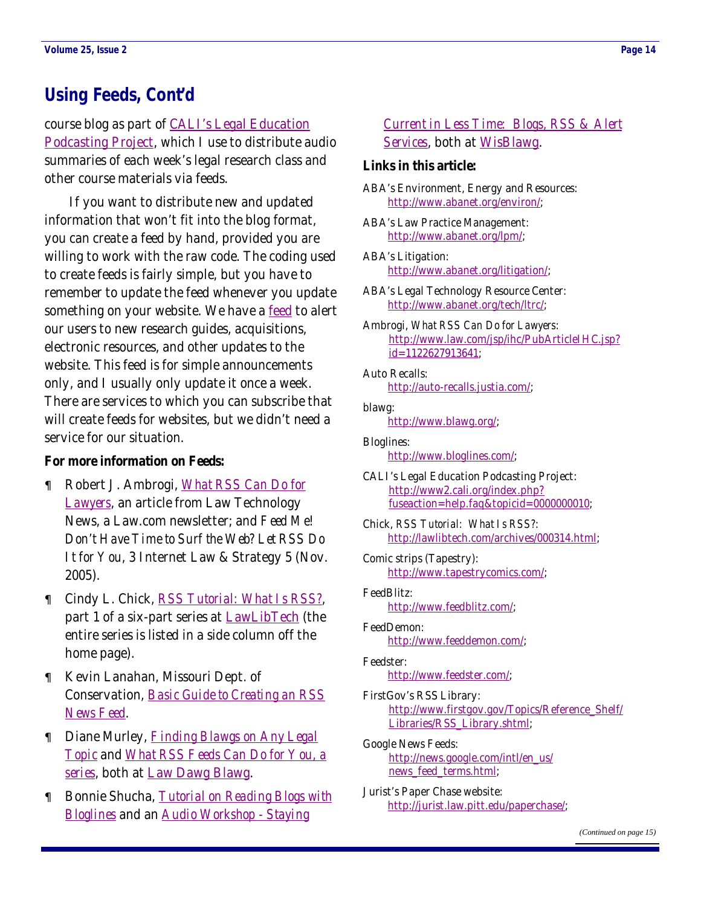## Using Feeds, Cont'd

course blog as part of CALI's Legal Education Podcasting Project, which I use to distribute audio summaries of each week's legal research class and other course materials via feeds.

If you want to distribute new and updated information that won't fit into the blog format, you can create a feed by hand, provided you are willing to work with the raw code. The coding used to create feeds is fairly simple, but you have to remember to update the feed whenever you update something on your website. We have a feed to alert our users to new research guides, acquisitions, electronic resources, and other updates to the website. This feed is for simple announcements only, and I usually only update it once a week. There are services to which you can subscribe that will create feeds for websites, but we didn't need a service for our situation.

**For more information on Feeds:**

- Robert J. Ambrogi, *What RSS Can Do for Lawyers*, an article from Law Technology News, a Law.com newsletter; and *Feed Me! Don't Have Time to Surf the Web? Let RSS Do It for You*, 3 Internet Law & Strategy 5 (Nov. 2005).
- Cindy L. Chick, *RSS Tutorial: What Is RSS?*, part 1 of a six-part series at LawLibTech (the entire series is listed in a side column off the home page).
- Kevin Lanahan, Missouri Dept. of Conservation, *Basic Guide to Creating an RSS News Feed*.
- Diane Murley, *Finding Blawgs on Any Legal Topic* and *What RSS Feeds Can Do for You, a series*, both at Law Dawg Blawg.
- Bonnie Shucha, *Tutorial on Reading Blogs with Bloglines* and an *Audio Workshop - Staying Current in Less Time: Blogs, RSS & Alert Services*, both at WisBlawg.

**Links in this article:**

ABA's Environment, Energy and Resources:
http://www.abanet.org/environ/;

ABA's Law Practice Management:
http://www.abanet.org/lpm/;

ABA's Litigation:
http://www.abanet.org/litigation/;

ABA's Legal Technology Resource Center:
http://www.abanet.org/tech/ltrc/;

Ambrogi, *What RSS Can Do for Lawyers*:
http://www.law.com/jsp/ihc/PubArticleIHC.jsp?id=1122627913641;

Auto Recalls:
http://auto-recalls.justia.com/;

blawg:
http://www.blawg.org/;

Bloglines:
http://www.bloglines.com/;

CALI's Legal Education Podcasting Project:
http://www2.cali.org/index.php?fuseaction=help.faq&topicid=0000000010;

Chick, *RSS Tutorial: What Is RSS?*:
http://lawlibtech.com/archives/000314.html;

Comic strips (Tapestry):
http://www.tapestrycomics.com/;

FeedBlitz:
http://www.feedblitz.com/;

FeedDemon:
http://www.feeddemon.com/;

Feedster:
http://www.feedster.com/;

FirstGov's RSS Library:
http://www.firstgov.gov/Topics/Reference_Shelf/Libraries/RSS_Library.shtml;

Google News Feeds:
http://news.google.com/intl/en_us/news_feed_terms.html;

Jurist's Paper Chase website:
http://jurist.law.pitt.edu/paperchase/;

*(Continued on page 15)*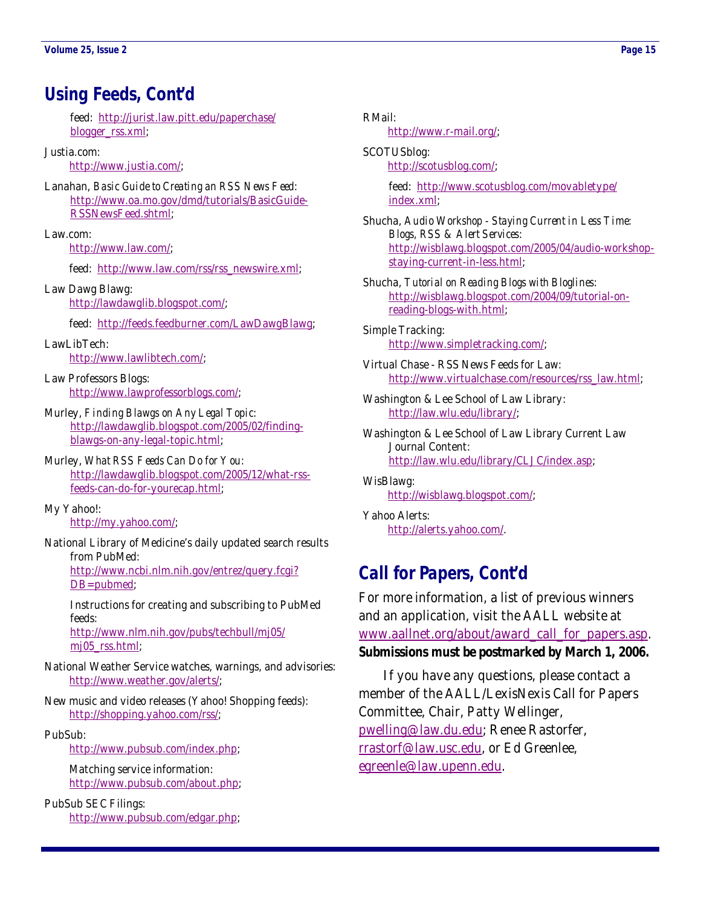## Using Feeds, Cont'd

feed: http://jurist.law.pitt.edu/paperchase/blogger_rss.xml;

Justia.com:
http://www.justia.com/;

Lanahan, *Basic Guide to Creating an RSS News Feed*:
http://www.oa.mo.gov/dmd/tutorials/BasicGuide-RSSNewsFeed.shtml;

Law.com:
http://www.law.com/;

feed: http://www.law.com/rss/rss_newswire.xml;

Law Dawg Blawg:
http://lawdawglib.blogspot.com/;

feed: http://feeds.feedburner.com/LawDawgBlawg;

LawLibTech:
http://www.lawlibtech.com/;

Law Professors Blogs:
http://www.lawprofessorblogs.com/;

Murley, *Finding Blawgs on Any Legal Topic*:
http://lawdawglib.blogspot.com/2005/02/finding-blawgs-on-any-legal-topic.html;

Murley, *What RSS Feeds Can Do for You*:
http://lawdawglib.blogspot.com/2005/12/what-rss-feeds-can-do-for-yourecap.html;

My Yahoo!:
http://my.yahoo.com/;

National Library of Medicine's daily updated search results from PubMed:
http://www.ncbi.nlm.nih.gov/entrez/query.fcgi?DB=pubmed;

Instructions for creating and subscribing to PubMed feeds:
http://www.nlm.nih.gov/pubs/techbull/mj05/mj05_rss.html;

National Weather Service watches, warnings, and advisories:
http://www.weather.gov/alerts/;

New music and video releases (Yahoo! Shopping feeds):
http://shopping.yahoo.com/rss/;

PubSub:
http://www.pubsub.com/index.php;

Matching service information:
http://www.pubsub.com/about.php;

PubSub SEC Filings:
http://www.pubsub.com/edgar.php;

RMail:
http://www.r-mail.org/;

SCOTUSblog:
http://scotusblog.com/;

feed: http://www.scotusblog.com/movabletype/index.xml;

Shucha, *Audio Workshop - Staying Current in Less Time: Blogs, RSS & Alert Services*:
http://wisblawg.blogspot.com/2005/04/audio-workshop-staying-current-in-less.html;

Shucha, *Tutorial on Reading Blogs with Bloglines*:
http://wisblawg.blogspot.com/2004/09/tutorial-on-reading-blogs-with.html;

Simple Tracking:
http://www.simpletracking.com/;

Virtual Chase - RSS News Feeds for Law:
http://www.virtualchase.com/resources/rss_law.html;

Washington & Lee School of Law Library:
http://law.wlu.edu/library/;

Washington & Lee School of Law Library Current Law Journal Content:
http://law.wlu.edu/library/CLJC/index.asp;

WisBlawg:
http://wisblawg.blogspot.com/;

Yahoo Alerts:
http://alerts.yahoo.com/.

## Call for Papers, Cont'd

For more information, a list of previous winners and an application, visit the AALL website at www.aallnet.org/about/award_call_for_papers.asp. **Submissions must be postmarked by March 1, 2006.**

If you have any questions, please contact a member of the AALL/LexisNexis Call for Papers Committee, Chair, Patty Wellinger, pwelling@law.du.edu; Renee Rastorfer, rrastorf@law.usc.edu, or Ed Greenlee, egreenle@law.upenn.edu.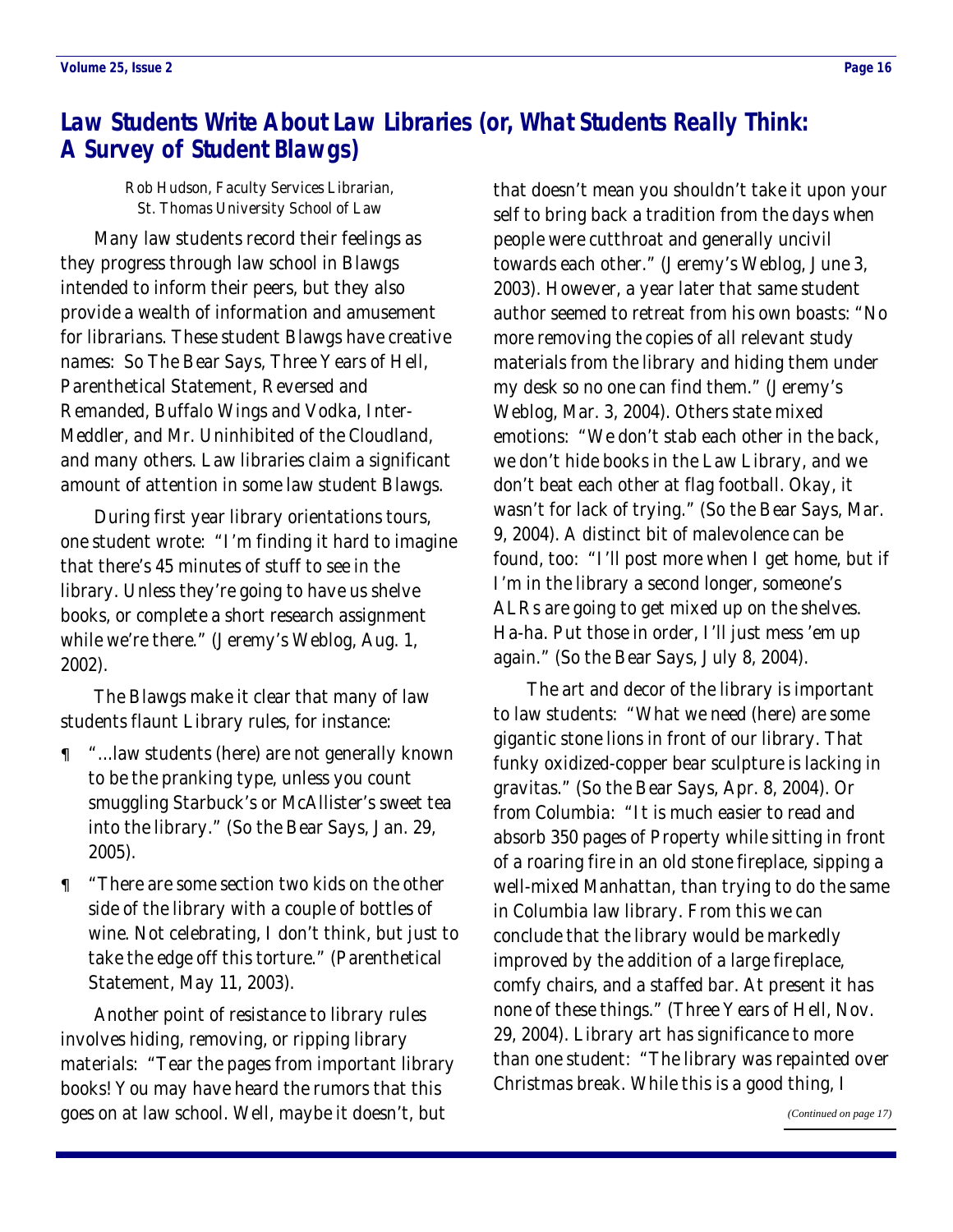## *Law Students Write About Law Libraries (or, What Students Really Think: A Survey of Student Blawgs)*

Rob Hudson, Faculty Services Librarian,
St. Thomas University School of Law

Many law students record their feelings as they progress through law school in Blawgs intended to inform their peers, but they also provide a wealth of information and amusement for librarians. These student Blawgs have creative names: So The Bear Says, Three Years of Hell, Parenthetical Statement, Reversed and Remanded, Buffalo Wings and Vodka, Inter-Meddler, and Mr. Uninhibited of the Cloudland, and many others. Law libraries claim a significant amount of attention in some law student Blawgs.

During first year library orientations tours, one student wrote: "I'm finding it hard to imagine that there's 45 minutes of stuff to see in the library. Unless they're going to have us shelve books, or complete a short research assignment while we're there." (Jeremy's Weblog, Aug. 1, 2002).

The Blawgs make it clear that many of law students flaunt Library rules, for instance:

¶ "…law students (here) are not generally known to be the pranking type, unless you count smuggling Starbuck's or McAllister's sweet tea into the library." (So the Bear Says, Jan. 29, 2005).

¶ "There are some section two kids on the other side of the library with a couple of bottles of wine. Not celebrating, I don't think, but just to take the edge off this torture." (Parenthetical Statement, May 11, 2003).

Another point of resistance to library rules involves hiding, removing, or ripping library materials: "Tear the pages from important library books! You may have heard the rumors that this goes on at law school. Well, maybe it doesn't, but that doesn't mean you shouldn't take it upon your self to bring back a tradition from the days when people were cutthroat and generally uncivil towards each other." (Jeremy's Weblog, June 3, 2003). However, a year later that same student author seemed to retreat from his own boasts: "No more removing the copies of all relevant study materials from the library and hiding them under my desk so no one can find them." (Jeremy's Weblog, Mar. 3, 2004). Others state mixed emotions: "We don't stab each other in the back, we don't hide books in the Law Library, and we don't beat each other at flag football. Okay, it wasn't for lack of trying." (So the Bear Says, Mar. 9, 2004). A distinct bit of malevolence can be found, too: "I'll post more when I get home, but if I'm in the library a second longer, someone's ALRs are going to get mixed up on the shelves. Ha-ha. Put those in order, I'll just mess 'em up again." (So the Bear Says, July 8, 2004).

The art and decor of the library is important to law students: "What we need (here) are some gigantic stone lions in front of our library. That funky oxidized-copper bear sculpture is lacking in gravitas." (So the Bear Says, Apr. 8, 2004). Or from Columbia: "It is much easier to read and absorb 350 pages of Property while sitting in front of a roaring fire in an old stone fireplace, sipping a well-mixed Manhattan, than trying to do the same in Columbia law library. From this we can conclude that the library would be markedly improved by the addition of a large fireplace, comfy chairs, and a staffed bar. At present it has none of these things." (Three Years of Hell, Nov. 29, 2004). Library art has significance to more than one student: "The library was repainted over Christmas break. While this is a good thing, I

*(Continued on page 17)*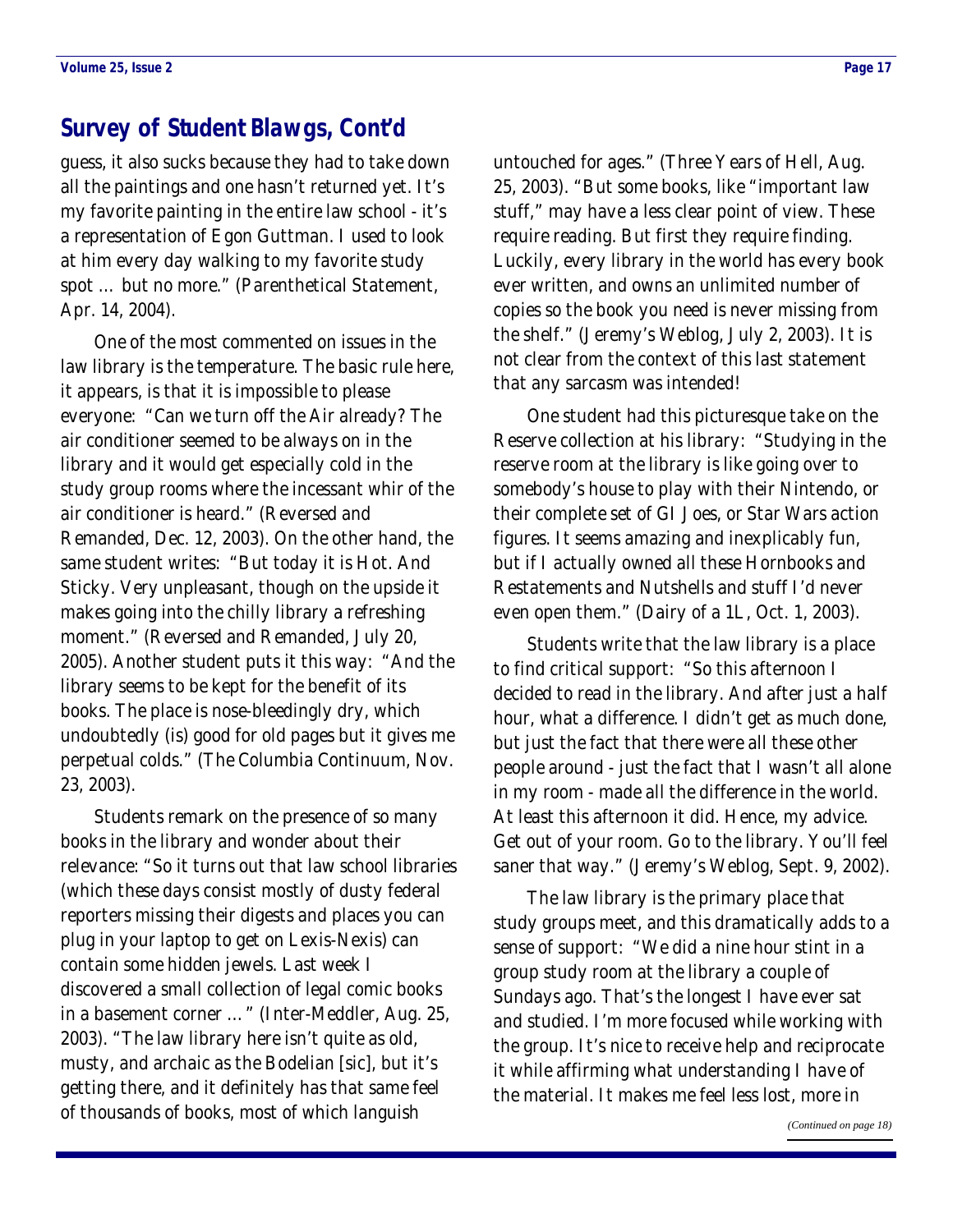## Survey of Student Blawgs, Cont'd

guess, it also sucks because they had to take down all the paintings and one hasn't returned yet. It's my favorite painting in the entire law school - it's a representation of Egon Guttman. I used to look at him every day walking to my favorite study spot … but no more." (Parenthetical Statement, Apr. 14, 2004).

One of the most commented on issues in the law library is the temperature. The basic rule here, it appears, is that it is impossible to please everyone: "Can we turn off the Air already? The air conditioner seemed to be always on in the library and it would get especially cold in the study group rooms where the incessant whir of the air conditioner is heard." (Reversed and Remanded, Dec. 12, 2003). On the other hand, the same student writes: "But today it is Hot. And Sticky. Very unpleasant, though on the upside it makes going into the chilly library a refreshing moment." (Reversed and Remanded, July 20, 2005). Another student puts it this way: "And the library seems to be kept for the benefit of its books. The place is nose-bleedingly dry, which undoubtedly (is) good for old pages but it gives me perpetual colds." (The Columbia Continuum, Nov. 23, 2003).

Students remark on the presence of so many books in the library and wonder about their relevance: "So it turns out that law school libraries (which these days consist mostly of dusty federal reporters missing their digests and places you can plug in your laptop to get on Lexis-Nexis) can contain some hidden jewels. Last week I discovered a small collection of legal comic books in a basement corner …" (Inter-Meddler, Aug. 25, 2003). "The law library here isn't quite as old, musty, and archaic as the Bodelian [sic], but it's getting there, and it definitely has that same feel of thousands of books, most of which languish untouched for ages." (Three Years of Hell, Aug. 25, 2003). "But some books, like "important law stuff," may have a less clear point of view. These require reading. But first they require finding. Luckily, every library in the world has every book ever written, and owns an unlimited number of copies so the book you need is never missing from the shelf." (Jeremy's Weblog, July 2, 2003). It is not clear from the context of this last statement that any sarcasm was intended!

One student had this picturesque take on the Reserve collection at his library: "Studying in the reserve room at the library is like going over to somebody's house to play with their Nintendo, or their complete set of GI Joes, or Star Wars action figures. It seems amazing and inexplicably fun, but if I actually owned all these Hornbooks and Restatements and Nutshells and stuff I'd never even open them." (Dairy of a 1L, Oct. 1, 2003).

Students write that the law library is a place to find critical support: "So this afternoon I decided to read in the library. And after just a half hour, what a difference. I didn't get as much done, but just the fact that there were all these other people around - just the fact that I wasn't all alone in my room - made all the difference in the world. At least this afternoon it did. Hence, my advice. Get out of your room. Go to the library. You'll feel saner that way." (Jeremy's Weblog, Sept. 9, 2002).

The law library is the primary place that study groups meet, and this dramatically adds to a sense of support: "We did a nine hour stint in a group study room at the library a couple of Sundays ago. That's the longest I have ever sat and studied. I'm more focused while working with the group. It's nice to receive help and reciprocate it while affirming what understanding I have of the material. It makes me feel less lost, more in

*(Continued on page 18)*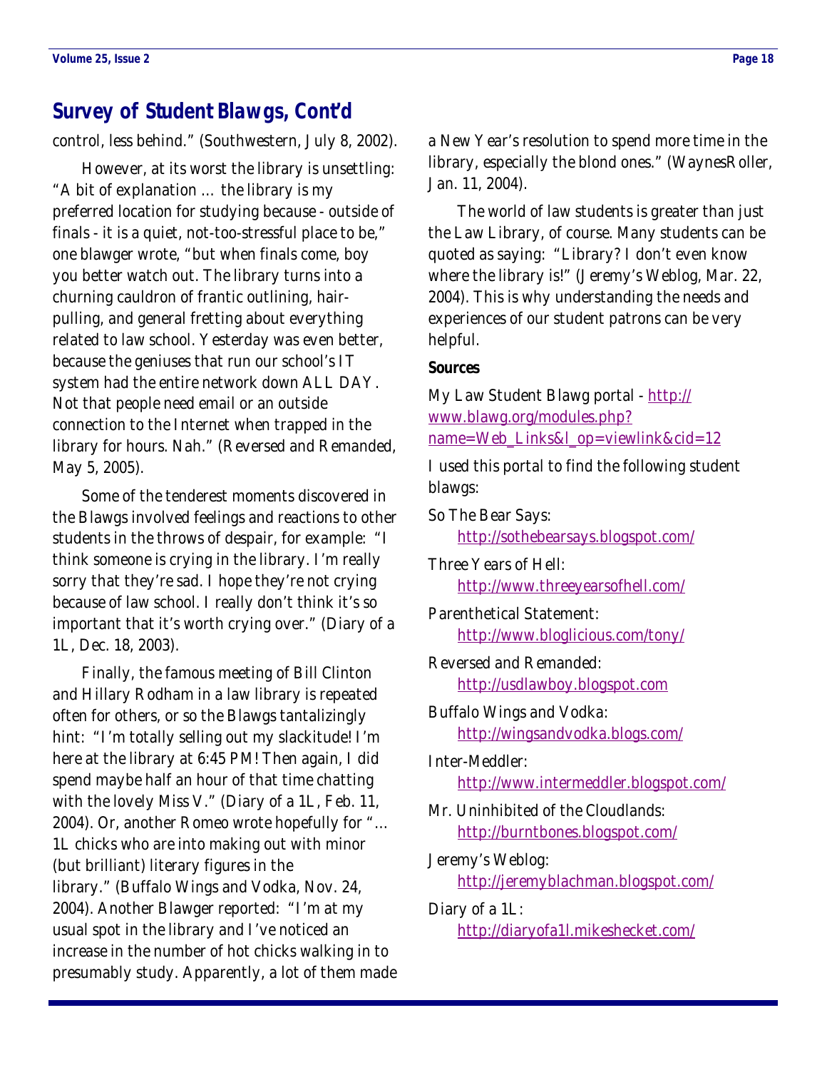## Survey of Student Blawgs, Cont'd

control, less behind." (Southwestern, July 8, 2002).

However, at its worst the library is unsettling: "A bit of explanation … the library is my preferred location for studying because - outside of finals - it is a quiet, not-too-stressful place to be," one blawger wrote, "but when finals come, boy you better watch out. The library turns into a churning cauldron of frantic outlining, hair-pulling, and general fretting about everything related to law school. Yesterday was even better, because the geniuses that run our school's IT system had the entire network down ALL DAY. Not that people need email or an outside connection to the Internet when trapped in the library for hours. Nah." (Reversed and Remanded, May 5, 2005).

Some of the tenderest moments discovered in the Blawgs involved feelings and reactions to other students in the throws of despair, for example: "I think someone is crying in the library. I'm really sorry that they're sad. I hope they're not crying because of law school. I really don't think it's so important that it's worth crying over." (Diary of a 1L, Dec. 18, 2003).

Finally, the famous meeting of Bill Clinton and Hillary Rodham in a law library is repeated often for others, or so the Blawgs tantalizingly hint: "I'm totally selling out my slackitude! I'm here at the library at 6:45 PM! Then again, I did spend maybe half an hour of that time chatting with the lovely Miss V." (Diary of a 1L, Feb. 11, 2004). Or, another Romeo wrote hopefully for "… 1L chicks who are into making out with minor (but brilliant) literary figures in the library." (Buffalo Wings and Vodka, Nov. 24, 2004). Another Blawger reported: "I'm at my usual spot in the library and I've noticed an increase in the number of hot chicks walking in to presumably study. Apparently, a lot of them made a New Year's resolution to spend more time in the library, especially the blond ones." (WaynesRoller, Jan. 11, 2004).

The world of law students is greater than just the Law Library, of course. Many students can be quoted as saying: "Library? I don't even know where the library is!" (Jeremy's Weblog, Mar. 22, 2004). This is why understanding the needs and experiences of our student patrons can be very helpful.

**Sources**

My Law Student Blawg portal - http://www.blawg.org/modules.php?name=Web_Links&l_op=viewlink&cid=12

I used this portal to find the following student blawgs:

So The Bear Says:
http://sothebearsays.blogspot.com/

Three Years of Hell:
http://www.threeyearsofhell.com/

Parenthetical Statement:
http://www.bloglicious.com/tony/

Reversed and Remanded:
http://usdlawboy.blogspot.com

Buffalo Wings and Vodka:
http://wingsandvodka.blogs.com/

Inter-Meddler:
http://www.intermeddler.blogspot.com/

Mr. Uninhibited of the Cloudlands:
http://burntbones.blogspot.com/

Jeremy's Weblog:
http://jeremyblachman.blogspot.com/

Diary of a 1L:
http://diaryofa1l.mikeshecket.com/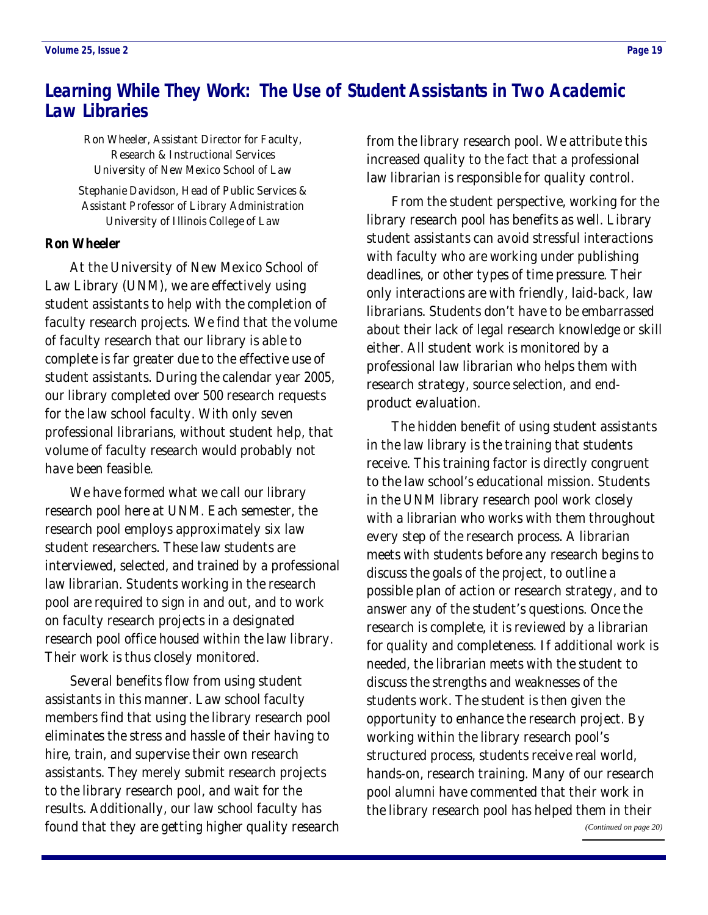## *Learning While They Work: The Use of Student Assistants in Two Academic Law Libraries*

Ron Wheeler, Assistant Director for Faculty, Research & Instructional Services
University of New Mexico School of Law

Stephanie Davidson, Head of Public Services & Assistant Professor of Library Administration
University of Illinois College of Law

**Ron Wheeler**

At the University of New Mexico School of Law Library (UNM), we are effectively using student assistants to help with the completion of faculty research projects. We find that the volume of faculty research that our library is able to complete is far greater due to the effective use of student assistants. During the calendar year 2005, our library completed over 500 research requests for the law school faculty. With only seven professional librarians, without student help, that volume of faculty research would probably not have been feasible.

We have formed what we call our library research pool here at UNM. Each semester, the research pool employs approximately six law student researchers. These law students are interviewed, selected, and trained by a professional law librarian. Students working in the research pool are required to sign in and out, and to work on faculty research projects in a designated research pool office housed within the law library. Their work is thus closely monitored.

Several benefits flow from using student assistants in this manner. Law school faculty members find that using the library research pool eliminates the stress and hassle of their having to hire, train, and supervise their own research assistants. They merely submit research projects to the library research pool, and wait for the results. Additionally, our law school faculty has found that they are getting higher quality research from the library research pool. We attribute this increased quality to the fact that a professional law librarian is responsible for quality control.

From the student perspective, working for the library research pool has benefits as well. Library student assistants can avoid stressful interactions with faculty who are working under publishing deadlines, or other types of time pressure. Their only interactions are with friendly, laid-back, law librarians. Students don't have to be embarrassed about their lack of legal research knowledge or skill either. All student work is monitored by a professional law librarian who helps them with research strategy, source selection, and end-product evaluation.

The hidden benefit of using student assistants in the law library is the training that students receive. This training factor is directly congruent to the law school's educational mission. Students in the UNM library research pool work closely with a librarian who works with them throughout every step of the research process. A librarian meets with students before any research begins to discuss the goals of the project, to outline a possible plan of action or research strategy, and to answer any of the student's questions. Once the research is complete, it is reviewed by a librarian for quality and completeness. If additional work is needed, the librarian meets with the student to discuss the strengths and weaknesses of the students work. The student is then given the opportunity to enhance the research project. By working within the library research pool's structured process, students receive real world, hands-on, research training. Many of our research pool alumni have commented that their work in the library research pool has helped them in their

*(Continued on page 20)*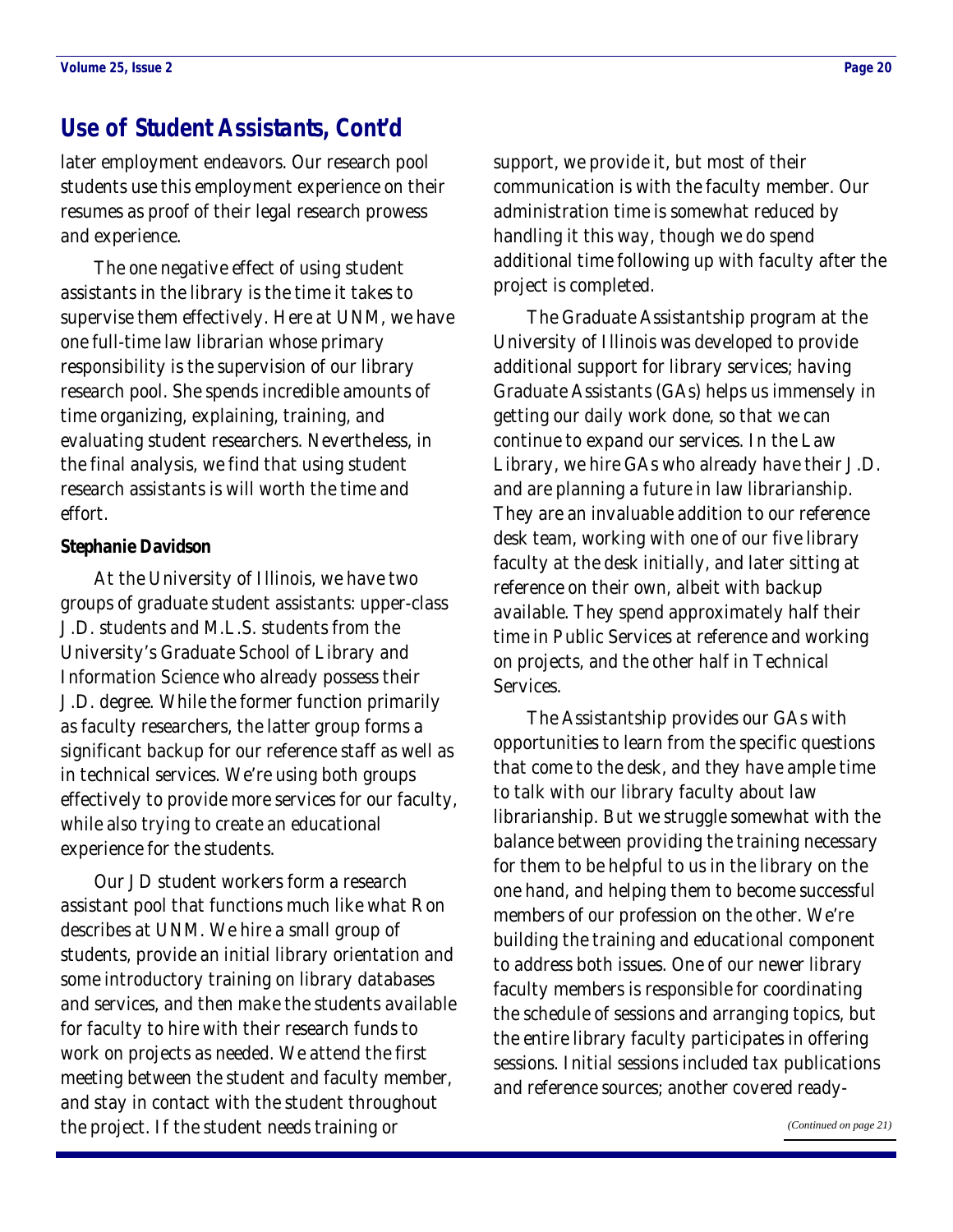## Use of Student Assistants, Cont'd

later employment endeavors. Our research pool students use this employment experience on their resumes as proof of their legal research prowess and experience.

The one negative effect of using student assistants in the library is the time it takes to supervise them effectively. Here at UNM, we have one full-time law librarian whose primary responsibility is the supervision of our library research pool. She spends incredible amounts of time organizing, explaining, training, and evaluating student researchers. Nevertheless, in the final analysis, we find that using student research assistants is will worth the time and effort.

**Stephanie Davidson**

At the University of Illinois, we have two groups of graduate student assistants: upper-class J.D. students and M.L.S. students from the University's Graduate School of Library and Information Science who already possess their J.D. degree. While the former function primarily as faculty researchers, the latter group forms a significant backup for our reference staff as well as in technical services. We're using both groups effectively to provide more services for our faculty, while also trying to create an educational experience for the students.

Our JD student workers form a research assistant pool that functions much like what Ron describes at UNM. We hire a small group of students, provide an initial library orientation and some introductory training on library databases and services, and then make the students available for faculty to hire with their research funds to work on projects as needed. We attend the first meeting between the student and faculty member, and stay in contact with the student throughout the project. If the student needs training or support, we provide it, but most of their communication is with the faculty member. Our administration time is somewhat reduced by handling it this way, though we do spend additional time following up with faculty after the project is completed.

The Graduate Assistantship program at the University of Illinois was developed to provide additional support for library services; having Graduate Assistants (GAs) helps us immensely in getting our daily work done, so that we can continue to expand our services. In the Law Library, we hire GAs who already have their J.D. and are planning a future in law librarianship. They are an invaluable addition to our reference desk team, working with one of our five library faculty at the desk initially, and later sitting at reference on their own, albeit with backup available. They spend approximately half their time in Public Services at reference and working on projects, and the other half in Technical Services.

The Assistantship provides our GAs with opportunities to learn from the specific questions that come to the desk, and they have ample time to talk with our library faculty about law librarianship. But we struggle somewhat with the balance between providing the training necessary for them to be helpful to us in the library on the one hand, and helping them to become successful members of our profession on the other. We're building the training and educational component to address both issues. One of our newer library faculty members is responsible for coordinating the schedule of sessions and arranging topics, but the entire library faculty participates in offering sessions. Initial sessions included tax publications and reference sources; another covered ready-

*(Continued on page 21)*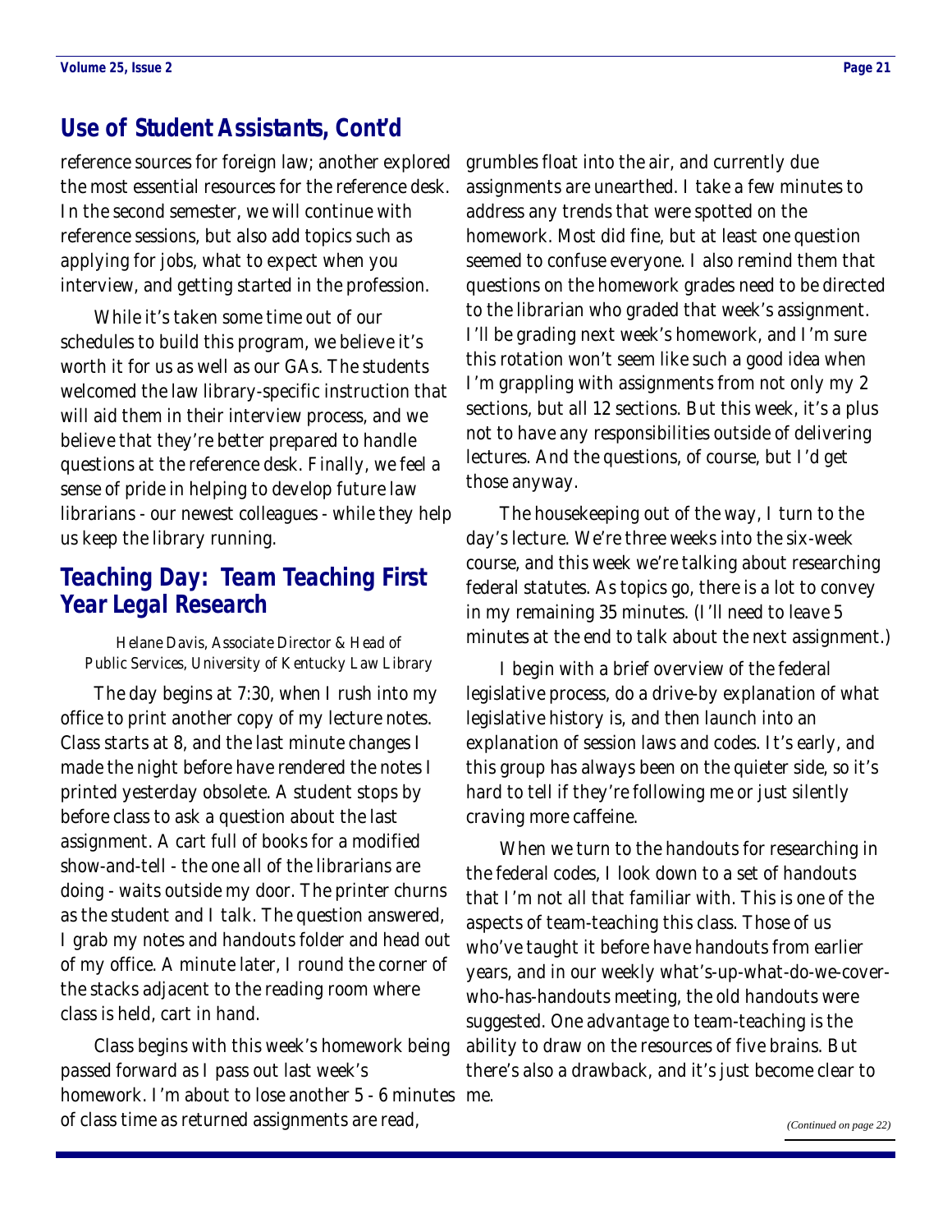## Use of Student Assistants, Cont'd

reference sources for foreign law; another explored the most essential resources for the reference desk. In the second semester, we will continue with reference sessions, but also add topics such as applying for jobs, what to expect when you interview, and getting started in the profession.

While it's taken some time out of our schedules to build this program, we believe it's worth it for us as well as our GAs. The students welcomed the law library-specific instruction that will aid them in their interview process, and we believe that they're better prepared to handle questions at the reference desk. Finally, we feel a sense of pride in helping to develop future law librarians - our newest colleagues - while they help us keep the library running.

## Teaching Day: Team Teaching First Year Legal Research

Helane Davis, Associate Director & Head of Public Services, University of Kentucky Law Library

The day begins at 7:30, when I rush into my office to print another copy of my lecture notes. Class starts at 8, and the last minute changes I made the night before have rendered the notes I printed yesterday obsolete. A student stops by before class to ask a question about the last assignment. A cart full of books for a modified show-and-tell - the one all of the librarians are doing - waits outside my door. The printer churns as the student and I talk. The question answered, I grab my notes and handouts folder and head out of my office. A minute later, I round the corner of the stacks adjacent to the reading room where class is held, cart in hand.

Class begins with this week's homework being passed forward as I pass out last week's homework. I'm about to lose another 5 - 6 minutes of class time as returned assignments are read, grumbles float into the air, and currently due assignments are unearthed. I take a few minutes to address any trends that were spotted on the homework. Most did fine, but at least one question seemed to confuse everyone. I also remind them that questions on the homework grades need to be directed to the librarian who graded that week's assignment. I'll be grading next week's homework, and I'm sure this rotation won't seem like such a good idea when I'm grappling with assignments from not only my 2 sections, but all 12 sections. But this week, it's a plus not to have any responsibilities outside of delivering lectures. And the questions, of course, but I'd get those anyway.

The housekeeping out of the way, I turn to the day's lecture. We're three weeks into the six-week course, and this week we're talking about researching federal statutes. As topics go, there is a lot to convey in my remaining 35 minutes. (I'll need to leave 5 minutes at the end to talk about the next assignment.)

I begin with a brief overview of the federal legislative process, do a drive-by explanation of what legislative history is, and then launch into an explanation of session laws and codes. It's early, and this group has always been on the quieter side, so it's hard to tell if they're following me or just silently craving more caffeine.

When we turn to the handouts for researching in the federal codes, I look down to a set of handouts that I'm not all that familiar with. This is one of the aspects of team-teaching this class. Those of us who've taught it before have handouts from earlier years, and in our weekly what's-up-what-do-we-cover-who-has-handouts meeting, the old handouts were suggested. One advantage to team-teaching is the ability to draw on the resources of five brains. But there's also a drawback, and it's just become clear to me.

*(Continued on page 22)*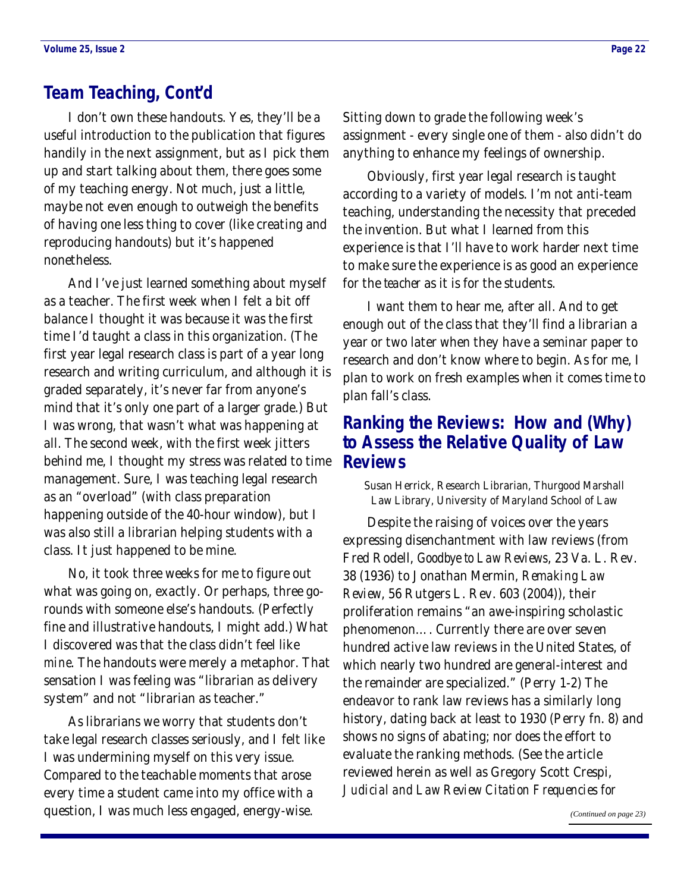## Team Teaching, Cont'd

I don't own these handouts. Yes, they'll be a useful introduction to the publication that figures handily in the next assignment, but as I pick them up and start talking about them, there goes some of my teaching energy. Not much, just a little, maybe not even enough to outweigh the benefits of having one less thing to cover (like creating and reproducing handouts) but it's happened nonetheless.

And I've just learned something about myself as a teacher. The first week when I felt a bit off balance I thought it was because it was the first time I'd taught a class in this organization. (The first year legal research class is part of a year long research and writing curriculum, and although it is graded separately, it's never far from anyone's mind that it's only one part of a larger grade.) But I was wrong, that wasn't what was happening at all. The second week, with the first week jitters behind me, I thought my stress was related to time management. Sure, I was teaching legal research as an "overload" (with class preparation happening outside of the 40-hour window), but I was also still a librarian helping students with a class. It just happened to be mine.

No, it took three weeks for me to figure out what was going on, exactly. Or perhaps, three go-rounds with someone else's handouts. (Perfectly fine and illustrative handouts, I might add.) What I discovered was that the class didn't feel like *mine*. The handouts were merely a metaphor. That sensation I was feeling was "librarian as delivery system" and not "librarian as teacher."

As librarians we worry that students don't take legal research classes seriously, and I felt like I was undermining myself on this very issue. Compared to the teachable moments that arose every time a student came into my office with a question, I was much less engaged, energy-wise. Sitting down to grade the following week's assignment - every single one of them - also didn't do anything to enhance my feelings of ownership.

Obviously, first year legal research is taught according to a variety of models. I'm not anti-team teaching, understanding the necessity that preceded the invention. But what I learned from this experience is that I'll have to work harder next time to make sure the experience is as good an experience for the *teacher* as it is for the students.

I want them to hear me, after all. And to get enough out of the class that they'll find a librarian a year or two later when they have a seminar paper to research and don't know where to begin. As for me, I plan to work on fresh examples when it comes time to plan fall's class.

## Ranking the Reviews: How and (Why) to Assess the Relative Quality of Law Reviews

Susan Herrick, Research Librarian, Thurgood Marshall Law Library, University of Maryland School of Law

Despite the raising of voices over the years expressing disenchantment with law reviews (from Fred Rodell, *Goodbye to Law Reviews*, 23 Va. L. Rev. 38 (1936) to Jonathan Mermin, *Remaking Law Review*, 56 Rutgers L. Rev. 603 (2004)), their proliferation remains "an awe-inspiring scholastic phenomenon…. Currently there are over seven hundred active law reviews in the United States, of which nearly two hundred are general-interest and the remainder are specialized." (Perry 1-2) The endeavor to rank law reviews has a similarly long history, dating back at least to 1930 (Perry fn. 8) and shows no signs of abating; nor does the effort to evaluate the ranking methods. (See the article reviewed herein as well as Gregory Scott Crespi, *Judicial and Law Review Citation Frequencies for*

*(Continued on page 23)*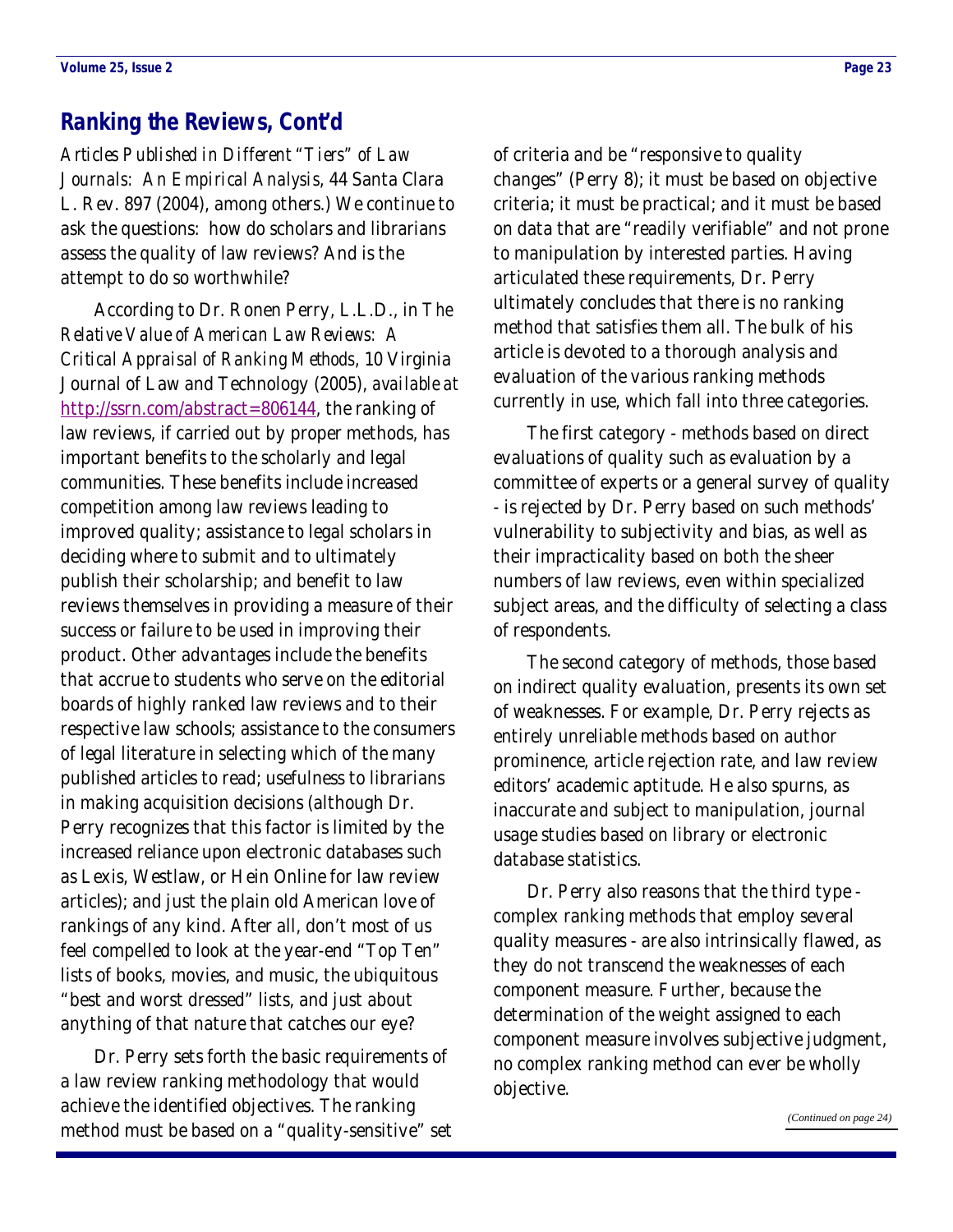## Ranking the Reviews, Cont'd

*Articles Published in Different "Tiers" of Law Journals: An Empirical Analysis*, 44 Santa Clara L. Rev. 897 (2004), among others.) We continue to ask the questions: how do scholars and librarians assess the quality of law reviews? And is the attempt to do so worthwhile?

According to Dr. Ronen Perry, L.L.D., in *The Relative Value of American Law Reviews: A Critical Appraisal of Ranking Methods*, 10 Virginia Journal of Law and Technology (2005), *available at* http://ssrn.com/abstract=806144, the ranking of law reviews, if carried out by proper methods, has important benefits to the scholarly and legal communities. These benefits include increased competition among law reviews leading to improved quality; assistance to legal scholars in deciding where to submit and to ultimately publish their scholarship; and benefit to law reviews themselves in providing a measure of their success or failure to be used in improving their product. Other advantages include the benefits that accrue to students who serve on the editorial boards of highly ranked law reviews and to their respective law schools; assistance to the consumers of legal literature in selecting which of the many published articles to read; usefulness to librarians in making acquisition decisions (although Dr. Perry recognizes that this factor is limited by the increased reliance upon electronic databases such as Lexis, Westlaw, or Hein Online for law review articles); and just the plain old American love of rankings of any kind. After all, don't most of us feel compelled to look at the year-end "Top Ten" lists of books, movies, and music, the ubiquitous "best and worst dressed" lists, and just about anything of that nature that catches our eye?

Dr. Perry sets forth the basic requirements of a law review ranking methodology that would achieve the identified objectives. The ranking method must be based on a "quality-sensitive" set of criteria and be "responsive to quality changes" (Perry 8); it must be based on objective criteria; it must be practical; and it must be based on data that are "readily verifiable" and not prone to manipulation by interested parties. Having articulated these requirements, Dr. Perry ultimately concludes that there is no ranking method that satisfies them all. The bulk of his article is devoted to a thorough analysis and evaluation of the various ranking methods currently in use, which fall into three categories.

The first category - methods based on direct evaluations of quality such as evaluation by a committee of experts or a general survey of quality - is rejected by Dr. Perry based on such methods' vulnerability to subjectivity and bias, as well as their impracticality based on both the sheer numbers of law reviews, even within specialized subject areas, and the difficulty of selecting a class of respondents.

The second category of methods, those based on indirect quality evaluation, presents its own set of weaknesses. For example, Dr. Perry rejects as entirely unreliable methods based on author prominence, article rejection rate, and law review editors' academic aptitude. He also spurns, as inaccurate and subject to manipulation, journal usage studies based on library or electronic database statistics.

Dr. Perry also reasons that the third type - complex ranking methods that employ several quality measures - are also intrinsically flawed, as they do not transcend the weaknesses of each component measure. Further, because the determination of the weight assigned to each component measure involves subjective judgment, no complex ranking method can ever be wholly objective.

*(Continued on page 24)*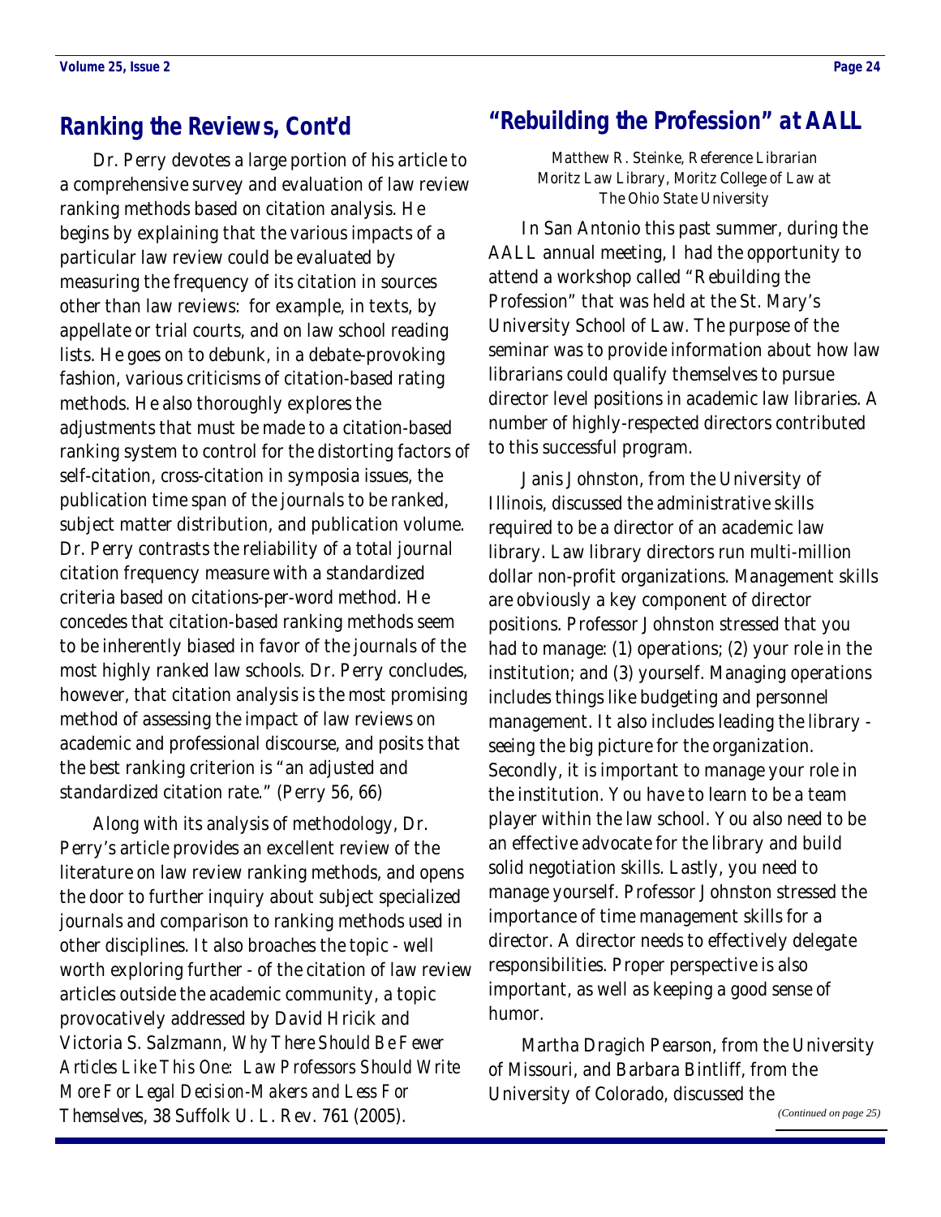## Ranking the Reviews, Cont'd

Dr. Perry devotes a large portion of his article to a comprehensive survey and evaluation of law review ranking methods based on citation analysis. He begins by explaining that the various impacts of a particular law review could be evaluated by measuring the frequency of its citation in sources other than law reviews: for example, in texts, by appellate or trial courts, and on law school reading lists. He goes on to debunk, in a debate-provoking fashion, various criticisms of citation-based rating methods. He also thoroughly explores the adjustments that must be made to a citation-based ranking system to control for the distorting factors of self-citation, cross-citation in symposia issues, the publication time span of the journals to be ranked, subject matter distribution, and publication volume. Dr. Perry contrasts the reliability of a total journal citation frequency measure with a standardized criteria based on citations-per-word method. He concedes that citation-based ranking methods seem to be inherently biased in favor of the journals of the most highly ranked law schools. Dr. Perry concludes, however, that citation analysis is the most promising method of assessing the impact of law reviews on academic and professional discourse, and posits that the best ranking criterion is "an adjusted and standardized citation rate." (Perry 56, 66)

Along with its analysis of methodology, Dr. Perry's article provides an excellent review of the literature on law review ranking methods, and opens the door to further inquiry about subject specialized journals and comparison to ranking methods used in other disciplines. It also broaches the topic - well worth exploring further - of the citation of law review articles outside the academic community, a topic provocatively addressed by David Hricik and Victoria S. Salzmann, *Why There Should Be Fewer Articles Like This One: Law Professors Should Write More For Legal Decision-Makers and Less For Themselves*, 38 Suffolk U. L. Rev. 761 (2005).

## "Rebuilding the Profession" at AALL

Matthew R. Steinke, Reference Librarian
Moritz Law Library, Moritz College of Law at The Ohio State University

In San Antonio this past summer, during the AALL annual meeting, I had the opportunity to attend a workshop called "Rebuilding the Profession" that was held at the St. Mary's University School of Law. The purpose of the seminar was to provide information about how law librarians could qualify themselves to pursue director level positions in academic law libraries. A number of highly-respected directors contributed to this successful program.

Janis Johnston, from the University of Illinois, discussed the administrative skills required to be a director of an academic law library. Law library directors run multi-million dollar non-profit organizations. Management skills are obviously a key component of director positions. Professor Johnston stressed that you had to manage: (1) operations; (2) your role in the institution; and (3) yourself. Managing operations includes things like budgeting and personnel management. It also includes leading the library - seeing the big picture for the organization. Secondly, it is important to manage your role in the institution. You have to learn to be a team player within the law school. You also need to be an effective advocate for the library and build solid negotiation skills. Lastly, you need to manage yourself. Professor Johnston stressed the importance of time management skills for a director. A director needs to effectively delegate responsibilities. Proper perspective is also important, as well as keeping a good sense of humor.

Martha Dragich Pearson, from the University of Missouri, and Barbara Bintliff, from the University of Colorado, discussed the

*(Continued on page 25)*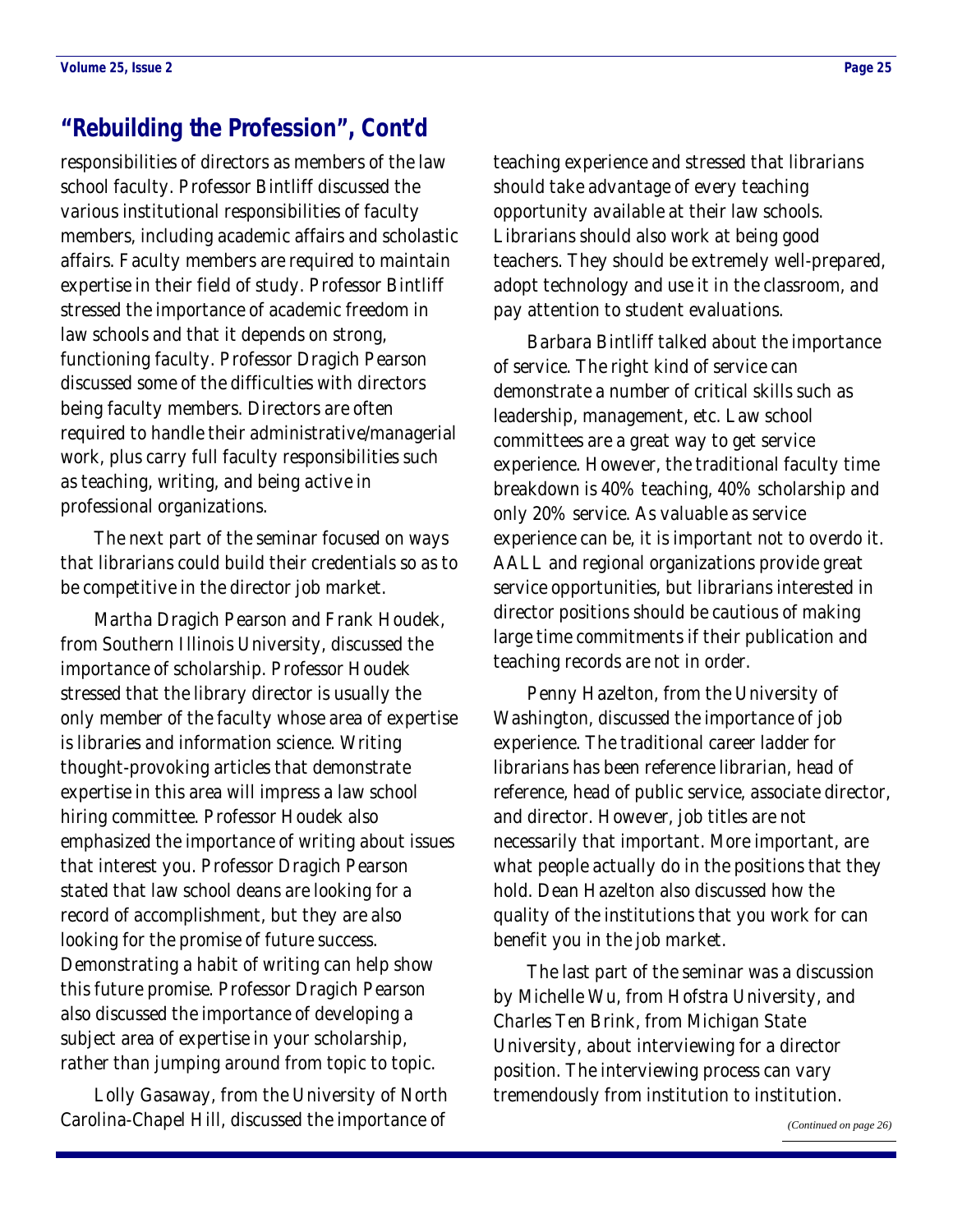## "Rebuilding the Profession", Cont'd

responsibilities of directors as members of the law school faculty. Professor Bintliff discussed the various institutional responsibilities of faculty members, including academic affairs and scholastic affairs. Faculty members are required to maintain expertise in their field of study. Professor Bintliff stressed the importance of academic freedom in law schools and that it depends on strong, functioning faculty. Professor Dragich Pearson discussed some of the difficulties with directors being faculty members. Directors are often required to handle their administrative/managerial work, plus carry full faculty responsibilities such as teaching, writing, and being active in professional organizations.

The next part of the seminar focused on ways that librarians could build their credentials so as to be competitive in the director job market.

Martha Dragich Pearson and Frank Houdek, from Southern Illinois University, discussed the importance of scholarship. Professor Houdek stressed that the library director is usually the only member of the faculty whose area of expertise is libraries and information science. Writing thought-provoking articles that demonstrate expertise in this area will impress a law school hiring committee. Professor Houdek also emphasized the importance of writing about issues that interest you. Professor Dragich Pearson stated that law school deans are looking for a record of accomplishment, but they are also looking for the promise of future success. Demonstrating a habit of writing can help show this future promise. Professor Dragich Pearson also discussed the importance of developing a subject area of expertise in your scholarship, rather than jumping around from topic to topic.

Lolly Gasaway, from the University of North Carolina-Chapel Hill, discussed the importance of teaching experience and stressed that librarians should take advantage of every teaching opportunity available at their law schools. Librarians should also work at being good teachers. They should be extremely well-prepared, adopt technology and use it in the classroom, and pay attention to student evaluations.

Barbara Bintliff talked about the importance of service. The right kind of service can demonstrate a number of critical skills such as leadership, management, etc. Law school committees are a great way to get service experience. However, the traditional faculty time breakdown is 40% teaching, 40% scholarship and only 20% service. As valuable as service experience can be, it is important not to overdo it. AALL and regional organizations provide great service opportunities, but librarians interested in director positions should be cautious of making large time commitments if their publication and teaching records are not in order.

Penny Hazelton, from the University of Washington, discussed the importance of job experience. The traditional career ladder for librarians has been reference librarian, head of reference, head of public service, associate director, and director. However, job titles are not necessarily that important. More important, are what people actually do in the positions that they hold. Dean Hazelton also discussed how the quality of the institutions that you work for can benefit you in the job market.

The last part of the seminar was a discussion by Michelle Wu, from Hofstra University, and Charles Ten Brink, from Michigan State University, about interviewing for a director position. The interviewing process can vary tremendously from institution to institution.

*(Continued on page 26)*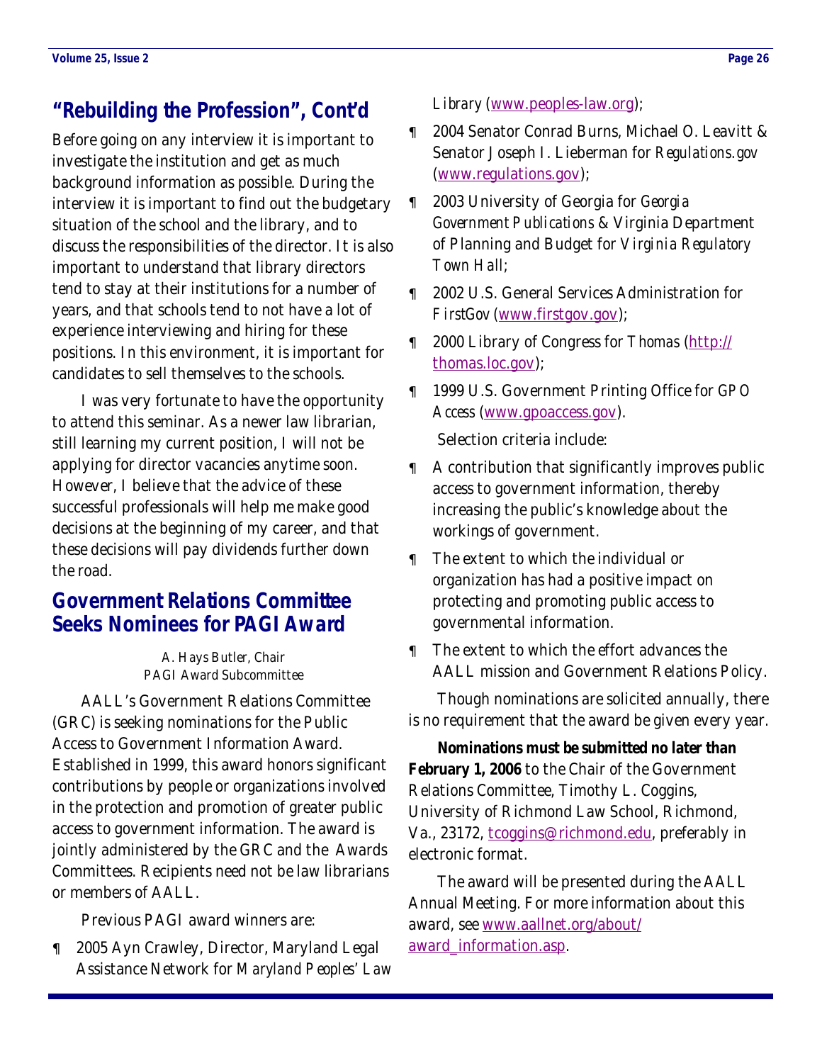## "Rebuilding the Profession", Cont'd

Before going on any interview it is important to investigate the institution and get as much background information as possible. During the interview it is important to find out the budgetary situation of the school and the library, and to discuss the responsibilities of the director. It is also important to understand that library directors tend to stay at their institutions for a number of years, and that schools tend to not have a lot of experience interviewing and hiring for these positions. In this environment, it is important for candidates to sell themselves to the schools.

I was very fortunate to have the opportunity to attend this seminar. As a newer law librarian, still learning my current position, I will not be applying for director vacancies anytime soon. However, I believe that the advice of these successful professionals will help me make good decisions at the beginning of my career, and that these decisions will pay dividends further down the road.

## Government Relations Committee Seeks Nominees for PAGI Award

*A. Hays Butler, Chair*
*PAGI Award Subcommittee*

AALL's Government Relations Committee (GRC) is seeking nominations for the Public Access to Government Information Award. Established in 1999, this award honors significant contributions by people or organizations involved in the protection and promotion of greater public access to government information. The award is jointly administered by the GRC and the Awards Committees. Recipients need not be law librarians or members of AALL.

Previous PAGI award winners are:

- 2005 Ayn Crawley, Director, Maryland Legal Assistance Network for *Maryland Peoples' Law Library* (www.peoples-law.org);
- 2004 Senator Conrad Burns, Michael O. Leavitt & Senator Joseph I. Lieberman for *Regulations.gov* (www.regulations.gov);
- 2003 University of Georgia for *Georgia Government Publications* & Virginia Department of Planning and Budget for *Virginia Regulatory Town Hall*;
- 2002 U.S. General Services Administration for *FirstGov* (www.firstgov.gov);
- 2000 Library of Congress for *Thomas* (http://thomas.loc.gov);
- 1999 U.S. Government Printing Office for *GPO Access* (www.gpoaccess.gov).

Selection criteria include:

- A contribution that significantly improves public access to government information, thereby increasing the public's knowledge about the workings of government.
- The extent to which the individual or organization has had a positive impact on protecting and promoting public access to governmental information.
- The extent to which the effort advances the AALL mission and Government Relations Policy.

Though nominations are solicited annually, there is no requirement that the award be given every year.

**Nominations must be submitted no later than February 1, 2006** to the Chair of the Government Relations Committee, Timothy L. Coggins, University of Richmond Law School, Richmond, Va., 23172, tcoggins@richmond.edu, preferably in electronic format.

The award will be presented during the AALL Annual Meeting. For more information about this award, see www.aallnet.org/about/award_information.asp.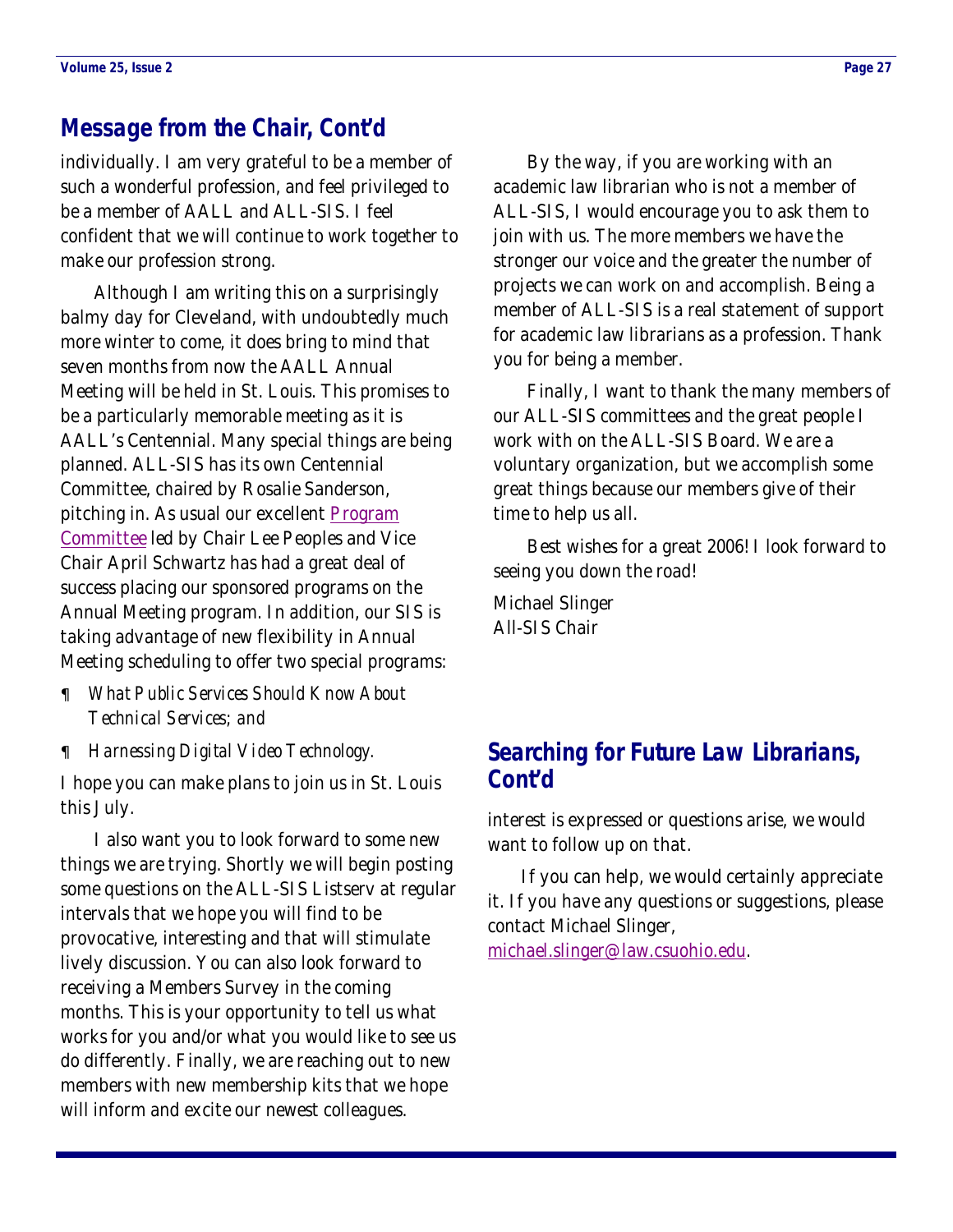## Message from the Chair, Cont'd

individually. I am very grateful to be a member of such a wonderful profession, and feel privileged to be a member of AALL and ALL-SIS. I feel confident that we will continue to work together to make our profession strong.

Although I am writing this on a surprisingly balmy day for Cleveland, with undoubtedly much more winter to come, it does bring to mind that seven months from now the AALL Annual Meeting will be held in St. Louis. This promises to be a particularly memorable meeting as it is AALL's Centennial. Many special things are being planned. ALL-SIS has its own Centennial Committee, chaired by Rosalie Sanderson, pitching in. As usual our excellent Program Committee led by Chair Lee Peoples and Vice Chair April Schwartz has had a great deal of success placing our sponsored programs on the Annual Meeting program. In addition, our SIS is taking advantage of new flexibility in Annual Meeting scheduling to offer two special programs:

- *What Public Services Should Know About Technical Services; and*
- *Harnessing Digital Video Technology.*

I hope you can make plans to join us in St. Louis this July.

I also want you to look forward to some new things we are trying. Shortly we will begin posting some questions on the ALL-SIS Listserv at regular intervals that we hope you will find to be provocative, interesting and that will stimulate lively discussion. You can also look forward to receiving a Members Survey in the coming months. This is your opportunity to tell us what works for you and/or what you would like to see us do differently. Finally, we are reaching out to new members with new membership kits that we hope will inform and excite our newest colleagues.

By the way, if you are working with an academic law librarian who is not a member of ALL-SIS, I would encourage you to ask them to join with us. The more members we have the stronger our voice and the greater the number of projects we can work on and accomplish. Being a member of ALL-SIS is a real statement of support for academic law librarians as a profession. Thank you for being a member.

Finally, I want to thank the many members of our ALL-SIS committees and the great people I work with on the ALL-SIS Board. We are a voluntary organization, but we accomplish some great things because our members give of their time to help us all.

Best wishes for a great 2006! I look forward to seeing you down the road!

Michael Slinger  
All-SIS Chair

## Searching for Future Law Librarians, Cont'd

interest is expressed or questions arise, we would want to follow up on that.

If you can help, we would certainly appreciate it. If you have any questions or suggestions, please contact Michael Slinger, michael.slinger@law.csuohio.edu.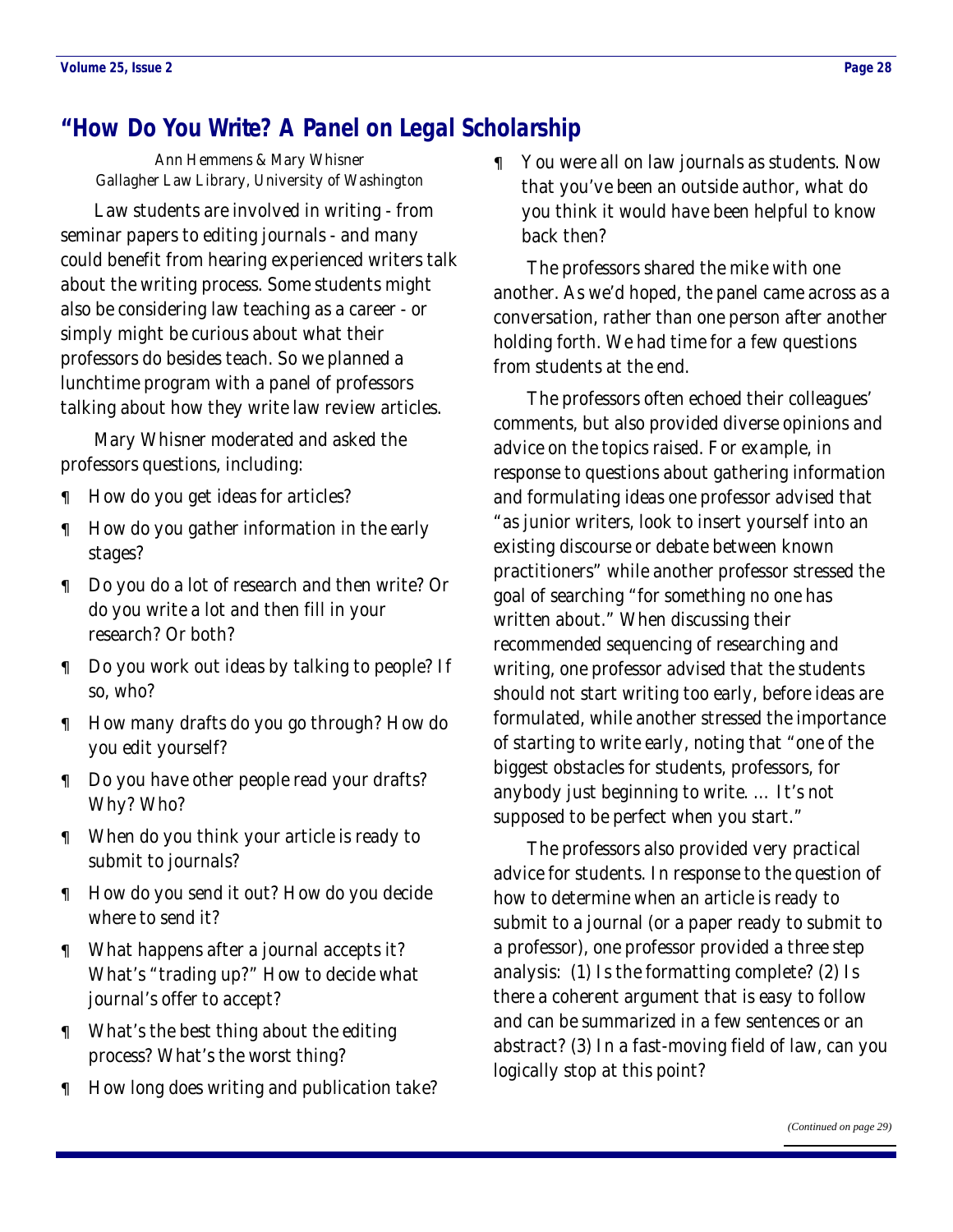## "How Do You Write? A Panel on Legal Scholarship

*Ann Hemmens & Mary Whisner*
*Gallagher Law Library, University of Washington*

Law students are involved in writing - from seminar papers to editing journals - and many could benefit from hearing experienced writers talk about the writing process. Some students might also be considering law teaching as a career - or simply might be curious about what their professors do besides teach. So we planned a lunchtime program with a panel of professors talking about how they write law review articles.

Mary Whisner moderated and asked the professors questions, including:

- How do you get ideas for articles?
- How do you gather information in the early stages?
- Do you do a lot of research and then write? Or do you write a lot and then fill in your research? Or both?
- Do you work out ideas by talking to people? If so, who?
- How many drafts do you go through? How do you edit yourself?
- Do you have other people read your drafts? Why? Who?
- When do you think your article is ready to submit to journals?
- How do you send it out? How do you decide where to send it?
- What happens after a journal accepts it? What's "trading up?" How to decide what journal's offer to accept?
- What's the best thing about the editing process? What's the worst thing?
- How long does writing and publication take?
- You were all on law journals as students. Now that you've been an outside author, what do you think it would have been helpful to know back then?

The professors shared the mike with one another. As we'd hoped, the panel came across as a conversation, rather than one person after another holding forth. We had time for a few questions from students at the end.

The professors often echoed their colleagues' comments, but also provided diverse opinions and advice on the topics raised. For example, in response to questions about gathering information and formulating ideas one professor advised that "as junior writers, look to insert yourself into an existing discourse or debate between known practitioners" while another professor stressed the goal of searching "for something no one has written about." When discussing their recommended sequencing of researching and writing, one professor advised that the students should not start writing too early, before ideas are formulated, while another stressed the importance of starting to write early, noting that "one of the biggest obstacles for students, professors, for anybody just beginning to write. … It's not supposed to be perfect when you start."

The professors also provided very practical advice for students. In response to the question of how to determine when an article is ready to submit to a journal (or a paper ready to submit to a professor), one professor provided a three step analysis: (1) Is the formatting complete? (2) Is there a coherent argument that is easy to follow and can be summarized in a few sentences or an abstract? (3) In a fast-moving field of law, can you logically stop at this point?

*(Continued on page 29)*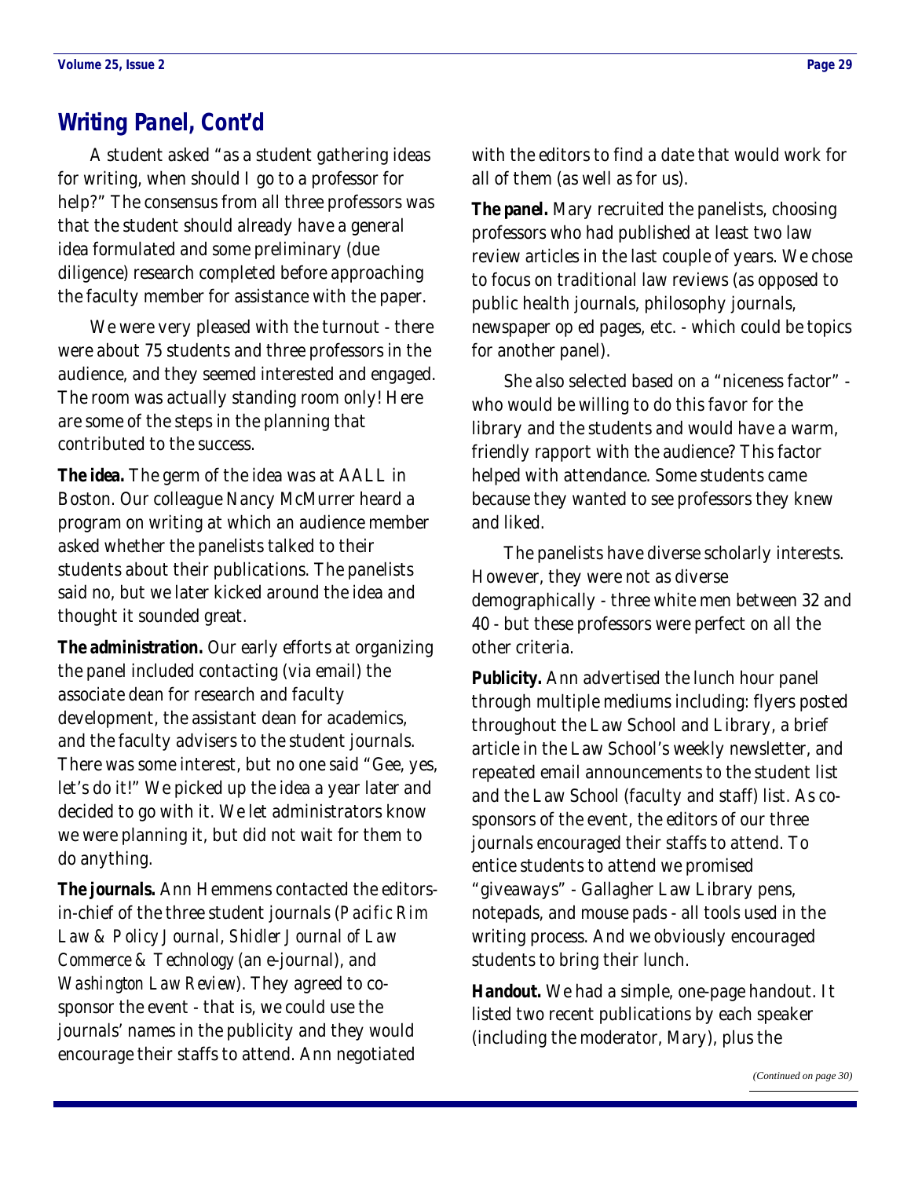## Writing Panel, Cont'd

A student asked "as a student gathering ideas for writing, when should I go to a professor for help?" The consensus from all three professors was that the student should already have a general idea formulated and some preliminary (due diligence) research completed before approaching the faculty member for assistance with the paper.

We were very pleased with the turnout - there were about 75 students and three professors in the audience, and they seemed interested and engaged. The room was actually standing room only! Here are some of the steps in the planning that contributed to the success.

**The idea.** The germ of the idea was at AALL in Boston. Our colleague Nancy McMurrer heard a program on writing at which an audience member asked whether the panelists talked to their students about their publications. The panelists said no, but we later kicked around the idea and thought it sounded great.

**The administration.** Our early efforts at organizing the panel included contacting (via email) the associate dean for research and faculty development, the assistant dean for academics, and the faculty advisers to the student journals. There was some interest, but no one said "Gee, yes, let's do it!" We picked up the idea a year later and decided to go with it. We let administrators know we were planning it, but did not wait for them to do anything.

**The journals.** Ann Hemmens contacted the editors-in-chief of the three student journals (*Pacific Rim Law & Policy Journal*, *Shidler Journal of Law Commerce & Technology* (an e-journal), and *Washington Law Review*). They agreed to co-sponsor the event - that is, we could use the journals' names in the publicity and they would encourage their staffs to attend. Ann negotiated with the editors to find a date that would work for all of them (as well as for us).

**The panel.** Mary recruited the panelists, choosing professors who had published at least two law review articles in the last couple of years. We chose to focus on traditional law reviews (as opposed to public health journals, philosophy journals, newspaper op ed pages, etc. - which could be topics for another panel).

She also selected based on a "niceness factor" - who would be willing to do this favor for the library and the students and would have a warm, friendly rapport with the audience? This factor helped with attendance. Some students came because they wanted to see professors they knew and liked.

The panelists have diverse scholarly interests. However, they were not as diverse demographically - three white men between 32 and 40 - but these professors were perfect on all the other criteria.

**Publicity.** Ann advertised the lunch hour panel through multiple mediums including: flyers posted throughout the Law School and Library, a brief article in the Law School's weekly newsletter, and repeated email announcements to the student list and the Law School (faculty and staff) list. As co-sponsors of the event, the editors of our three journals encouraged their staffs to attend. To entice students to attend we promised "giveaways" - Gallagher Law Library pens, notepads, and mouse pads - all tools used in the writing process. And we obviously encouraged students to bring their lunch.

**Handout.** We had a simple, one-page handout. It listed two recent publications by each speaker (including the moderator, Mary), plus the

*(Continued on page 30)*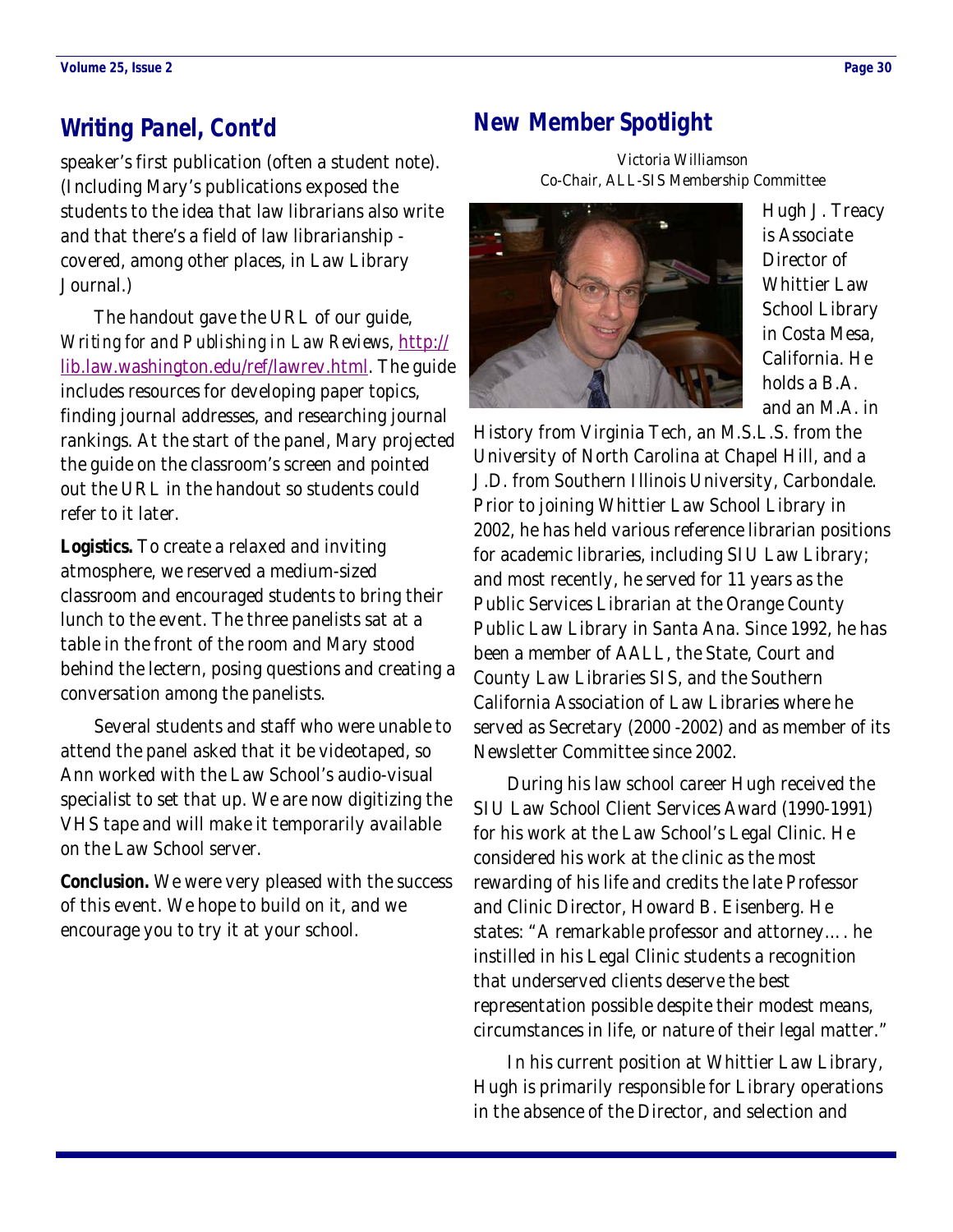## Writing Panel, Cont'd

speaker's first publication (often a student note). (Including Mary's publications exposed the students to the idea that law librarians also write and that there's a field of law librarianship - covered, among other places, in Law Library Journal.)

The handout gave the URL of our guide, *Writing for and Publishing in Law Reviews*, http://lib.law.washington.edu/ref/lawrev.html. The guide includes resources for developing paper topics, finding journal addresses, and researching journal rankings. At the start of the panel, Mary projected the guide on the classroom's screen and pointed out the URL in the handout so students could refer to it later.

**Logistics.** To create a relaxed and inviting atmosphere, we reserved a medium-sized classroom and encouraged students to bring their lunch to the event. The three panelists sat at a table in the front of the room and Mary stood behind the lectern, posing questions and creating a conversation among the panelists.

Several students and staff who were unable to attend the panel asked that it be videotaped, so Ann worked with the Law School's audio-visual specialist to set that up. We are now digitizing the VHS tape and will make it temporarily available on the Law School server.

**Conclusion.** We were very pleased with the success of this event. We hope to build on it, and we encourage you to try it at your school.

## New Member Spotlight

Victoria Williamson
Co-Chair, ALL-SIS Membership Committee

Hugh J. Treacy is Associate Director of Whittier Law School Library in Costa Mesa, California. He holds a B.A. and an M.A. in History from Virginia Tech, an M.S.L.S. from the University of North Carolina at Chapel Hill, and a J.D. from Southern Illinois University, Carbondale. Prior to joining Whittier Law School Library in 2002, he has held various reference librarian positions for academic libraries, including SIU Law Library; and most recently, he served for 11 years as the Public Services Librarian at the Orange County Public Law Library in Santa Ana. Since 1992, he has been a member of AALL, the State, Court and County Law Libraries SIS, and the Southern California Association of Law Libraries where he served as Secretary (2000 -2002) and as member of its Newsletter Committee since 2002.

During his law school career Hugh received the SIU Law School Client Services Award (1990-1991) for his work at the Law School's Legal Clinic. He considered his work at the clinic as the most rewarding of his life and credits the late Professor and Clinic Director, Howard B. Eisenberg. He states: "A remarkable professor and attorney…. he instilled in his Legal Clinic students a recognition that underserved clients deserve the best representation possible despite their modest means, circumstances in life, or nature of their legal matter."

In his current position at Whittier Law Library, Hugh is primarily responsible for Library operations in the absence of the Director, and selection and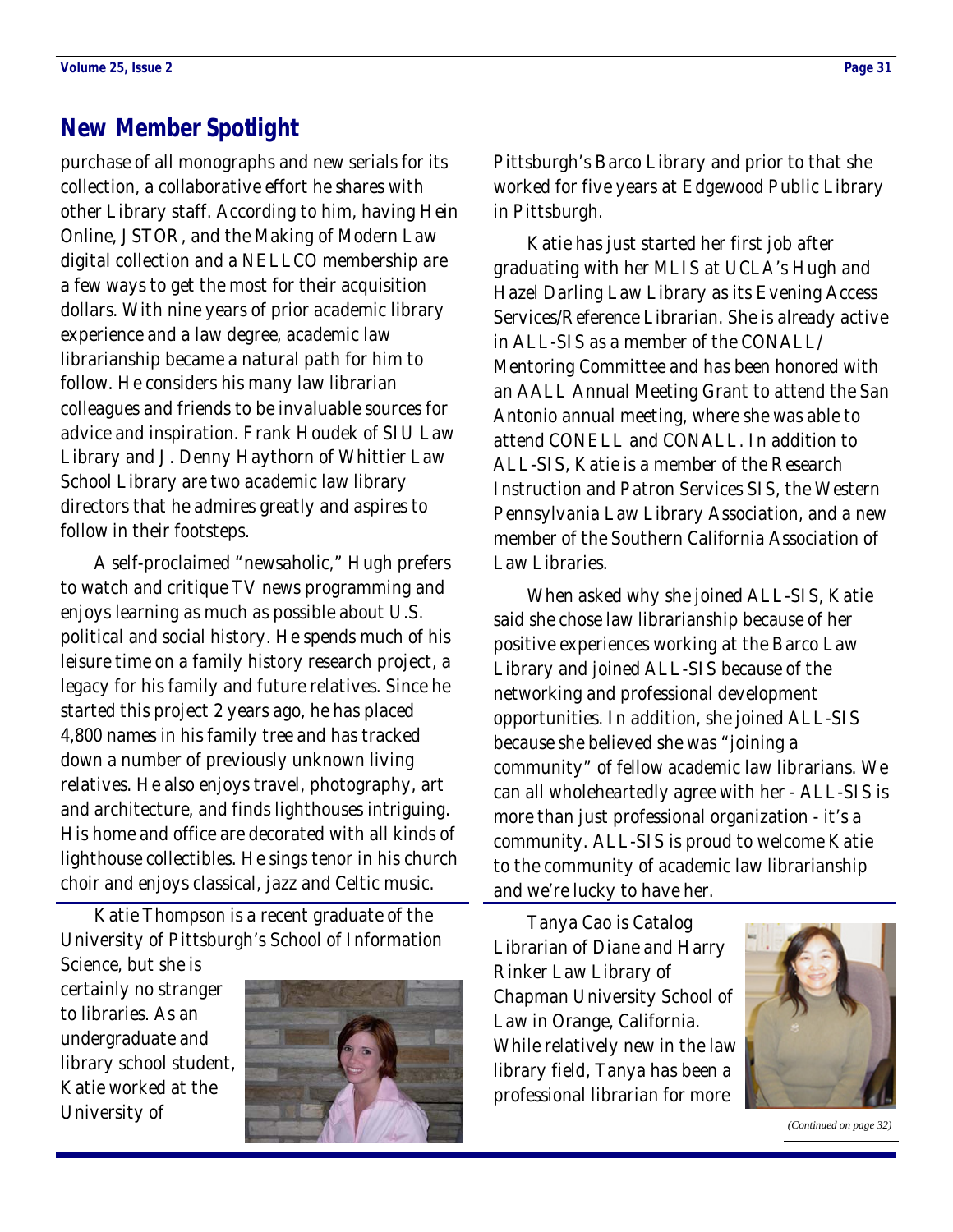## New Member Spotlight

purchase of all monographs and new serials for its collection, a collaborative effort he shares with other Library staff. According to him, having Hein Online, JSTOR, and the Making of Modern Law digital collection and a NELLCO membership are a few ways to get the most for their acquisition dollars. With nine years of prior academic library experience and a law degree, academic law librarianship became a natural path for him to follow. He considers his many law librarian colleagues and friends to be invaluable sources for advice and inspiration. Frank Houdek of SIU Law Library and J. Denny Haythorn of Whittier Law School Library are two academic law library directors that he admires greatly and aspires to follow in their footsteps.

A self-proclaimed "newsaholic," Hugh prefers to watch and critique TV news programming and enjoys learning as much as possible about U.S. political and social history. He spends much of his leisure time on a family history research project, a legacy for his family and future relatives. Since he started this project 2 years ago, he has placed 4,800 names in his family tree and has tracked down a number of previously unknown living relatives. He also enjoys travel, photography, art and architecture, and finds lighthouses intriguing. His home and office are decorated with all kinds of lighthouse collectibles. He sings tenor in his church choir and enjoys classical, jazz and Celtic music.

Katie Thompson is a recent graduate of the University of Pittsburgh's School of Information Science, but she is certainly no stranger to libraries. As an undergraduate and library school student, Katie worked at the University of Pittsburgh's Barco Library and prior to that she worked for five years at Edgewood Public Library in Pittsburgh.

Katie has just started her first job after graduating with her MLIS at UCLA's Hugh and Hazel Darling Law Library as its Evening Access Services/Reference Librarian. She is already active in ALL-SIS as a member of the CONALL/ Mentoring Committee and has been honored with an AALL Annual Meeting Grant to attend the San Antonio annual meeting, where she was able to attend CONELL and CONALL. In addition to ALL-SIS, Katie is a member of the Research Instruction and Patron Services SIS, the Western Pennsylvania Law Library Association, and a new member of the Southern California Association of Law Libraries.

When asked why she joined ALL-SIS, Katie said she chose law librarianship because of her positive experiences working at the Barco Law Library and joined ALL-SIS because of the networking and professional development opportunities. In addition, she joined ALL-SIS because she believed she was "joining a community" of fellow academic law librarians. We can all wholeheartedly agree with her - ALL-SIS is more than just professional organization - it's a community. ALL-SIS is proud to welcome Katie to the community of academic law librarianship and we're lucky to have her.

Tanya Cao is Catalog Librarian of Diane and Harry Rinker Law Library of Chapman University School of Law in Orange, California. While relatively new in the law library field, Tanya has been a professional librarian for more

*(Continued on page 32)*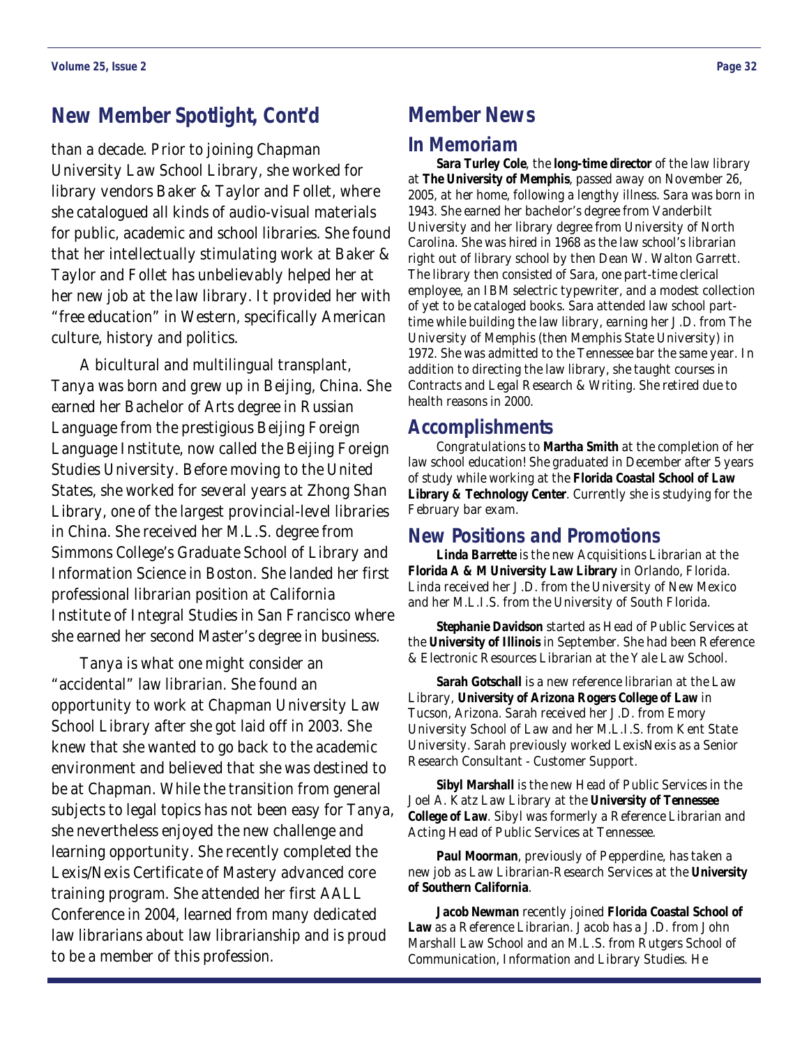## New Member Spotlight, Cont'd

than a decade. Prior to joining Chapman University Law School Library, she worked for library vendors Baker & Taylor and Follet, where she catalogued all kinds of audio-visual materials for public, academic and school libraries. She found that her intellectually stimulating work at Baker & Taylor and Follet has unbelievably helped her at her new job at the law library. It provided her with "free education" in Western, specifically American culture, history and politics.

A bicultural and multilingual transplant, Tanya was born and grew up in Beijing, China. She earned her Bachelor of Arts degree in Russian Language from the prestigious Beijing Foreign Language Institute, now called the Beijing Foreign Studies University. Before moving to the United States, she worked for several years at Zhong Shan Library, one of the largest provincial-level libraries in China. She received her M.L.S. degree from Simmons College's Graduate School of Library and Information Science in Boston. She landed her first professional librarian position at California Institute of Integral Studies in San Francisco where she earned her second Master's degree in business.

Tanya is what one might consider an "accidental" law librarian. She found an opportunity to work at Chapman University Law School Library after she got laid off in 2003. She knew that she wanted to go back to the academic environment and believed that she was destined to be at Chapman. While the transition from general subjects to legal topics has not been easy for Tanya, she nevertheless enjoyed the new challenge and learning opportunity. She recently completed the Lexis/Nexis Certificate of Mastery advanced core training program. She attended her first AALL Conference in 2004, learned from many dedicated law librarians about law librarianship and is proud to be a member of this profession.

## Member News

### In Memoriam

**Sara Turley Cole**, the **long-time director** of the law library at **The University of Memphis**, passed away on November 26, 2005, at her home, following a lengthy illness. Sara was born in 1943. She earned her bachelor's degree from Vanderbilt University and her library degree from University of North Carolina. She was hired in 1968 as the law school's librarian right out of library school by then Dean W. Walton Garrett. The library then consisted of Sara, one part-time clerical employee, an IBM selectric typewriter, and a modest collection of yet to be cataloged books. Sara attended law school part-time while building the law library, earning her J.D. from The University of Memphis (then Memphis State University) in 1972. She was admitted to the Tennessee bar the same year. In addition to directing the law library, she taught courses in Contracts and Legal Research & Writing. She retired due to health reasons in 2000.

### Accomplishments

Congratulations to **Martha Smith** at the completion of her law school education! She graduated in December after 5 years of study while working at the **Florida Coastal School of Law Library & Technology Center**. Currently she is studying for the February bar exam.

### New Positions and Promotions

**Linda Barrette** is the new Acquisitions Librarian at the **Florida A & M University Law Library** in Orlando, Florida. Linda received her J.D. from the University of New Mexico and her M.L.I.S. from the University of South Florida.

**Stephanie Davidson** started as Head of Public Services at the **University of Illinois** in September. She had been Reference & Electronic Resources Librarian at the Yale Law School.

**Sarah Gotschall** is a new reference librarian at the Law Library, **University of Arizona Rogers College of Law** in Tucson, Arizona. Sarah received her J.D. from Emory University School of Law and her M.L.I.S. from Kent State University. Sarah previously worked LexisNexis as a Senior Research Consultant - Customer Support.

**Sibyl Marshall** is the new Head of Public Services in the Joel A. Katz Law Library at the **University of Tennessee College of Law**. Sibyl was formerly a Reference Librarian and Acting Head of Public Services at Tennessee.

**Paul Moorman**, previously of Pepperdine, has taken a new job as Law Librarian-Research Services at the **University of Southern California**.

**Jacob Newman** recently joined **Florida Coastal School of Law** as a Reference Librarian. Jacob has a J.D. from John Marshall Law School and an M.L.S. from Rutgers School of Communication, Information and Library Studies. He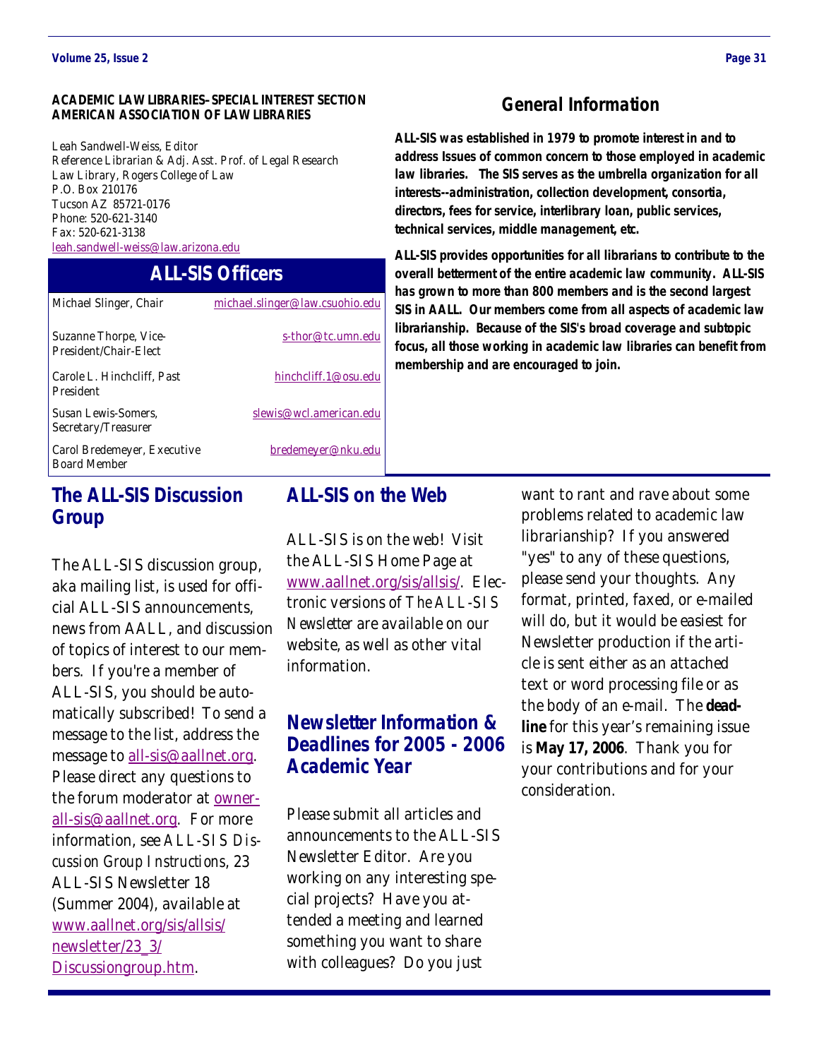**ACADEMIC LAW LIBRARIES–SPECIAL INTEREST SECTION**
**AMERICAN ASSOCIATION OF LAW LIBRARIES**

Leah Sandwell-Weiss, Editor
Reference Librarian & Adj. Asst. Prof. of Legal Research
Law Library, Rogers College of Law
P.O. Box 210176
Tucson AZ 85721-0176
Phone: 520-621-3140
Fax: 520-621-3138
leah.sandwell-weiss@law.arizona.edu

## ALL-SIS Officers

| | |
|---|---|
| Michael Slinger, Chair | michael.slinger@law.csuohio.edu |
| Suzanne Thorpe, Vice-President/Chair-Elect | s-thor@tc.umn.edu |
| Carole L. Hinchcliff, Past President | hinchcliff.1@osu.edu |
| Susan Lewis-Somers, Secretary/Treasurer | slewis@wcl.american.edu |
| Carol Bredemeyer, Executive Board Member | bredemeyer@nku.edu |

## General Information

***ALL-SIS was established in 1979 to promote interest in and to address Issues of common concern to those employed in academic law libraries. The SIS serves as the umbrella organization for all interests--administration, collection development, consortia, directors, fees for service, interlibrary loan, public services, technical services, middle management, etc.***

***ALL-SIS provides opportunities for all librarians to contribute to the overall betterment of the entire academic law community. ALL-SIS has grown to more than 800 members and is the second largest SIS in AALL. Our members come from all aspects of academic law librarianship. Because of the SIS's broad coverage and subtopic focus, all those working in academic law libraries can benefit from membership and are encouraged to join.***

## The ALL-SIS Discussion Group

The ALL-SIS discussion group, aka mailing list, is used for official ALL-SIS announcements, news from AALL, and discussion of topics of interest to our members. If you're a member of ALL-SIS, you should be automatically subscribed! To send a message to the list, address the message to all-sis@aallnet.org. Please direct any questions to the forum moderator at owner-all-sis@aallnet.org. For more information, see ALL-SIS *Discussion Group Instructions*, 23 ALL-SIS Newsletter 18 (Summer 2004), available at www.aallnet.org/sis/allsis/newsletter/23_3/Discussiongroup.htm.

## ALL-SIS on the Web

ALL-SIS is on the web! Visit the ALL-SIS Home Page at www.aallnet.org/sis/allsis/. Electronic versions of *The ALL-SIS Newsletter* are available on our website, as well as other vital information.

## Newsletter Information & Deadlines for 2005 - 2006 Academic Year

Please submit all articles and announcements to the ALL-SIS Newsletter Editor. Are you working on any interesting special projects? Have you attended a meeting and learned something you want to share with colleagues? Do you just want to rant and rave about some problems related to academic law librarianship? If you answered "yes" to any of these questions, please send your thoughts. Any format, printed, faxed, or e-mailed will do, but it would be easiest for Newsletter production if the article is sent either as an attached text or word processing file or as the body of an e-mail. The **deadline** for this year's remaining issue is **May 17, 2006**. Thank you for your contributions and for your consideration.